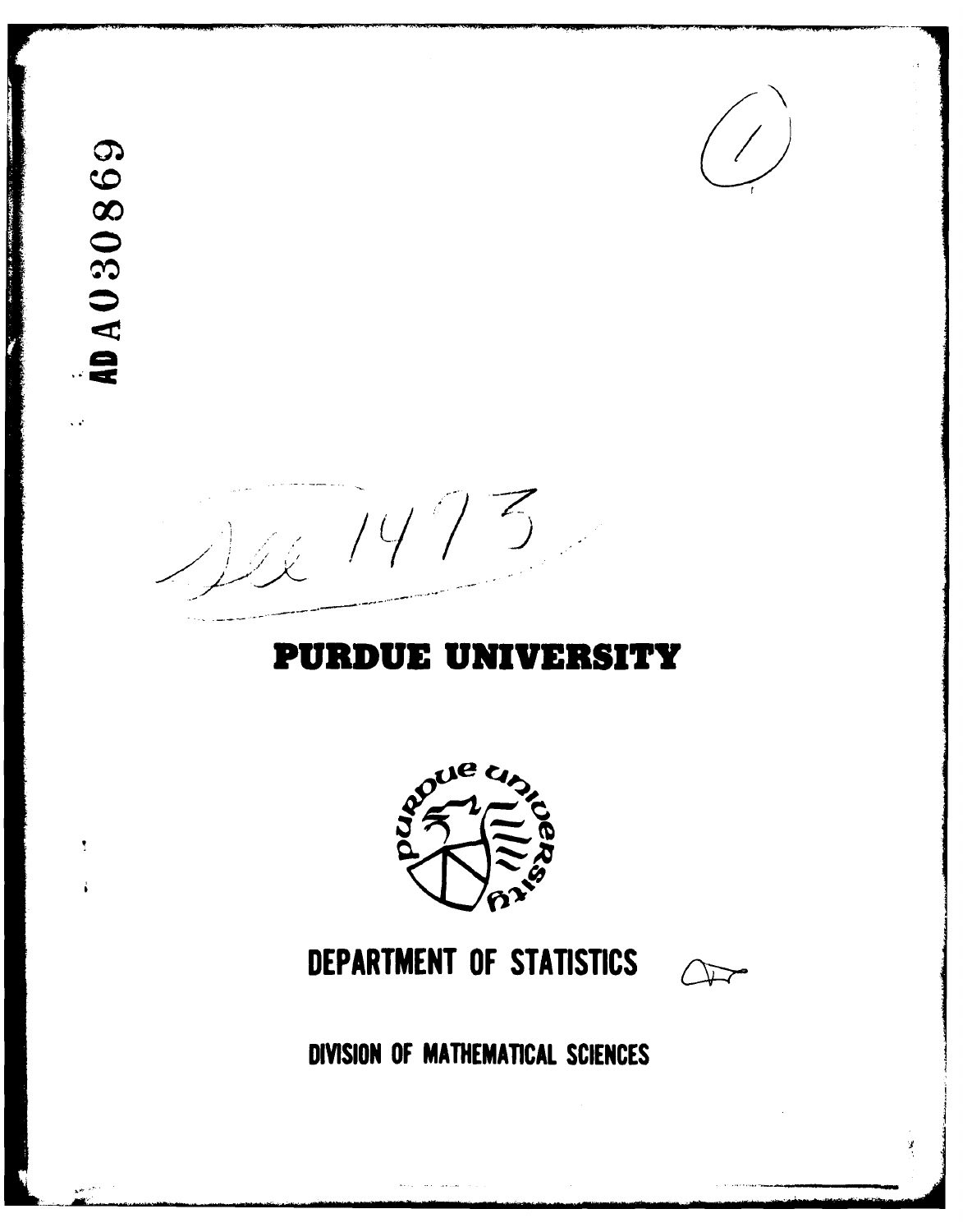AD A030869

# PURDUE UNIVERSITY

## DEPARTMENT OF STATISTICS

### DIVISION OF MATHEMATICAL SCIENCES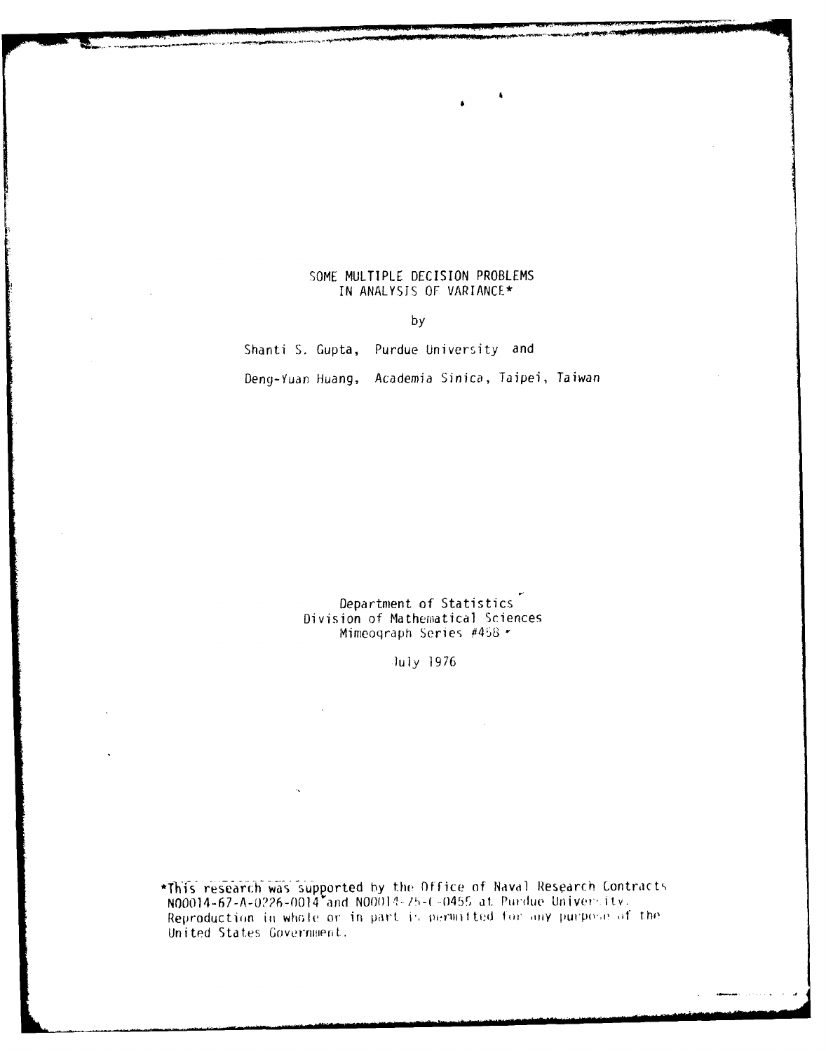# SOME MULTIPLE DECISION PROBLEMS IN ANALYSIS OF VARIANCE*

by

Shanti S. Gupta, Purdue University and

Deng-Yuan Huang, Academia Sinica, Taipei, Taiwan

Department of Statistics
Division of Mathematical Sciences
Mimeograph Series #458

July 1976

*This research was supported by the Office of Naval Research Contracts N00014-67-A-0226-0014 and N00014-75-C-0455 at Purdue University. Reproduction in whole or in part is permitted for any purpose of the United States Government.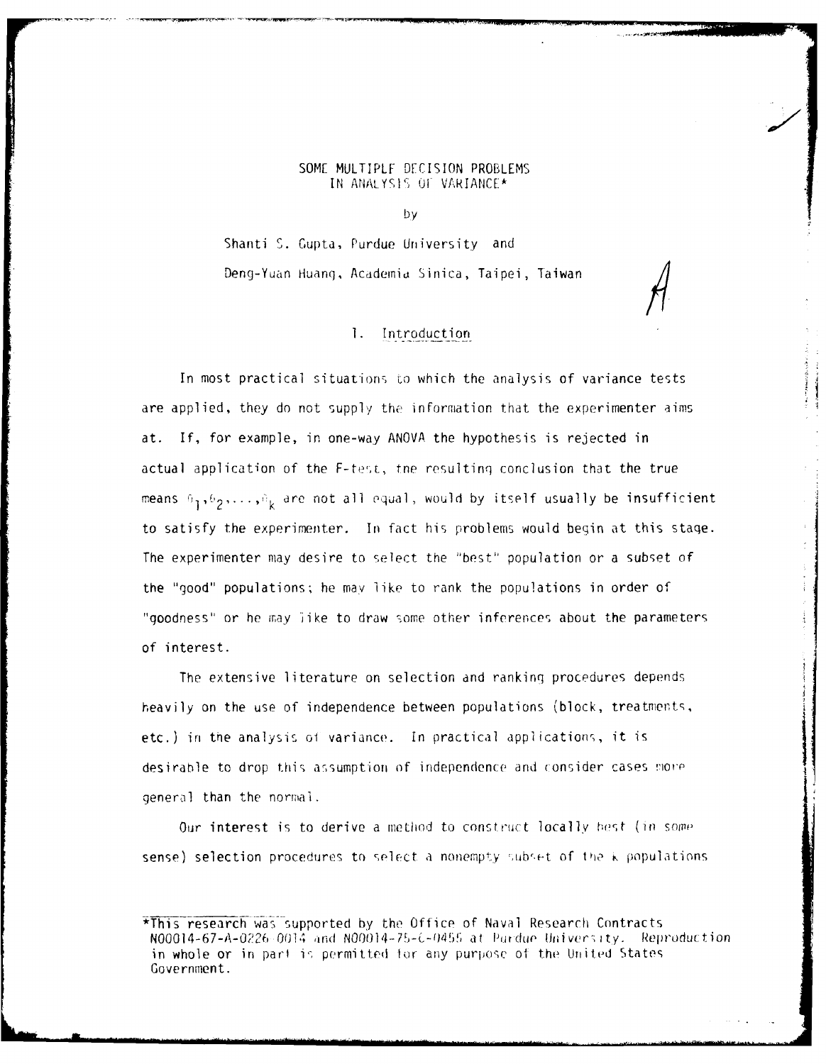# SOME MULTIPLE DECISION PROBLEMS IN ANALYSIS OF VARIANCE*

by

Shanti S. Gupta, Purdue University and

Deng-Yuan Huang, Academia Sinica, Taipei, Taiwan

## 1. Introduction

In most practical situations to which the analysis of variance tests are applied, they do not supply the information that the experimenter aims at. If, for example, in one-way ANOVA the hypothesis is rejected in actual application of the F-test, the resulting conclusion that the true means $\theta_1, \theta_2, \ldots, \theta_k$ are not all equal, would by itself usually be insufficient to satisfy the experimenter. In fact his problems would begin at this stage. The experimenter may desire to select the "best" population or a subset of the "good" populations; he may like to rank the populations in order of "goodness" or he may like to draw some other inferences about the parameters of interest.

The extensive literature on selection and ranking procedures depends heavily on the use of independence between populations (block, treatments, etc.) in the analysis of variance. In practical applications, it is desirable to drop this assumption of independence and consider cases more general than the normal.

Our interest is to derive a method to construct locally best (in some sense) selection procedures to select a nonempty subset of the $k$ populations

---

*This research was supported by the Office of Naval Research Contracts N00014-67-A-0226-0014 and N00014-75-C-0455 at Purdue University. Reproduction in whole or in part is permitted for any purpose of the United States Government.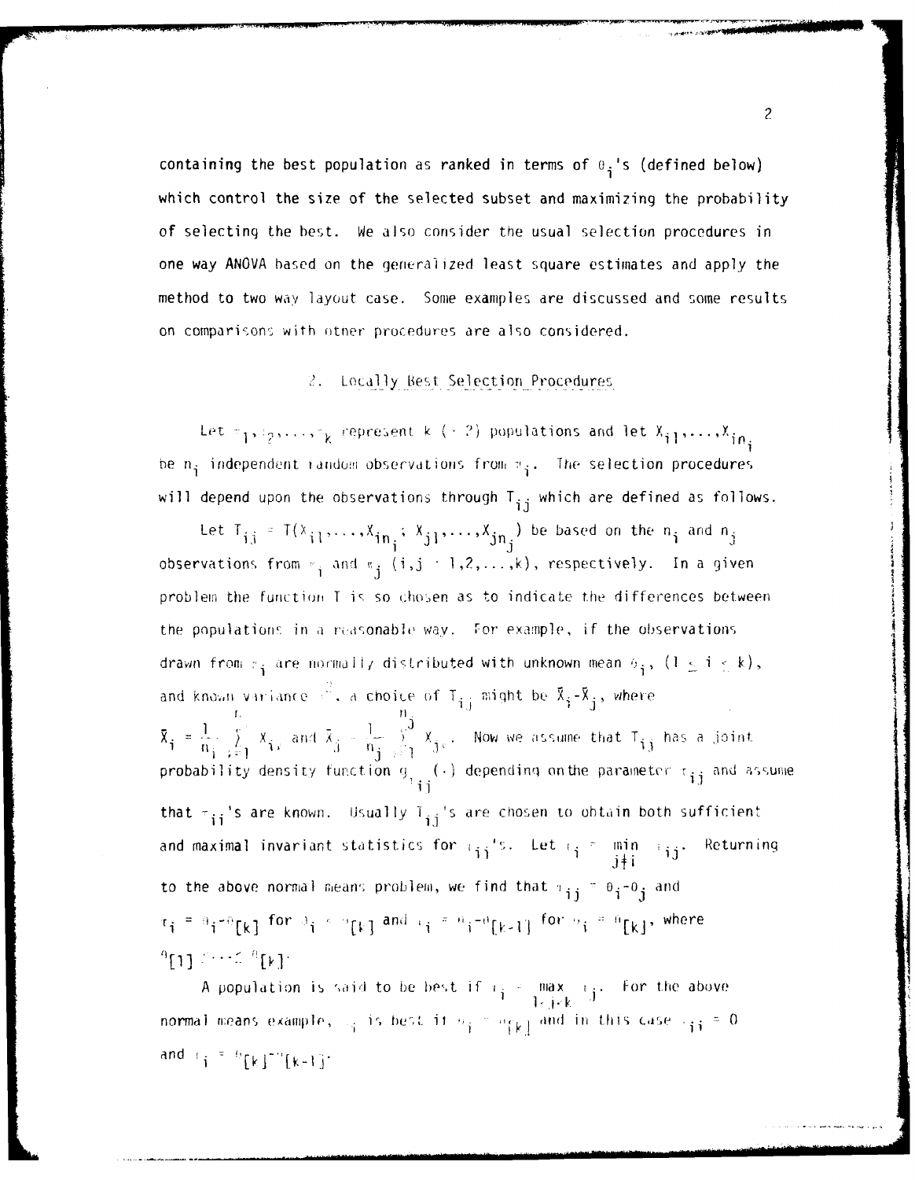containing the best population as ranked in terms of $\theta_i$'s (defined below) which control the size of the selected subset and maximizing the probability of selecting the best. We also consider the usual selection procedures in one way ANOVA based on the generalized least square estimates and apply the method to two way layout case. Some examples are discussed and some results on comparisons with other procedures are also considered.

## 2. Locally Best Selection Procedures

Let $\pi_1, \pi_2, \ldots, \pi_k$ represent $k$ ($\geq 2$) populations and let $X_{i1}, \ldots, X_{in_i}$ be $n_i$ independent random observations from $\pi_i$. The selection procedures will depend upon the observations through $T_{ij}$ which are defined as follows.

Let $T_{ij} = T(X_{i1}, \ldots, X_{in_i}; X_{j1}, \ldots, X_{jn_j})$ be based on the $n_i$ and $n_j$ observations from $\pi_i$ and $\pi_j$ $(i, j = 1, 2, \ldots, k)$, respectively. In a given problem the function $T$ is so chosen as to indicate the differences between the populations in a reasonable way. For example, if the observations drawn from $\pi_i$ are normally distributed with unknown mean $\theta_i$, $(1 \leq i \leq k)$, and known variance $\sigma^2$, a choice of $T_{ij}$ might be $\bar{X}_i - \bar{X}_j$, where $\bar{X}_i = \frac{1}{n_i} \sum_{\ell=1}^{n_i} X_{i\ell}$ and $\bar{X}_j = \frac{1}{n_j} \sum_{\ell=1}^{n_j} X_{j\ell}$. Now we assume that $T_{ij}$ has a joint probability density function $g_{\tau_{ij}}(\cdot)$ depending on the parameter $\tau_{ij}$ and assume that $\tau_{ij}$'s are known. Usually $T_{ij}$'s are chosen to obtain both sufficient and maximal invariant statistics for $\tau_{ij}$'s. Let $\tau_i = \min_{j \neq i} \tau_{ij}$. Returning to the above normal means problem, we find that $\tau_{ij} = \theta_i - \theta_j$ and $\tau_i = \theta_i - \theta_{[k]}$ for $\theta_i < \theta_{[k]}$ and $\tau_i = \theta_i - \theta_{[k-1]}$ for $\theta_i = \theta_{[k]}$, where $\theta_{[1]} \leq \cdots \leq \theta_{[k]}$.

A population is said to be best if $\tau_i = \max_{1 \leq j \leq k} \tau_j$. For the above normal means example, $\pi_i$ is best if $\theta_i = \theta_{[k]}$ and in this case $\tau_{ii} = 0$ and $\tau_i = \theta_{[k]} - \theta_{[k-1]}$.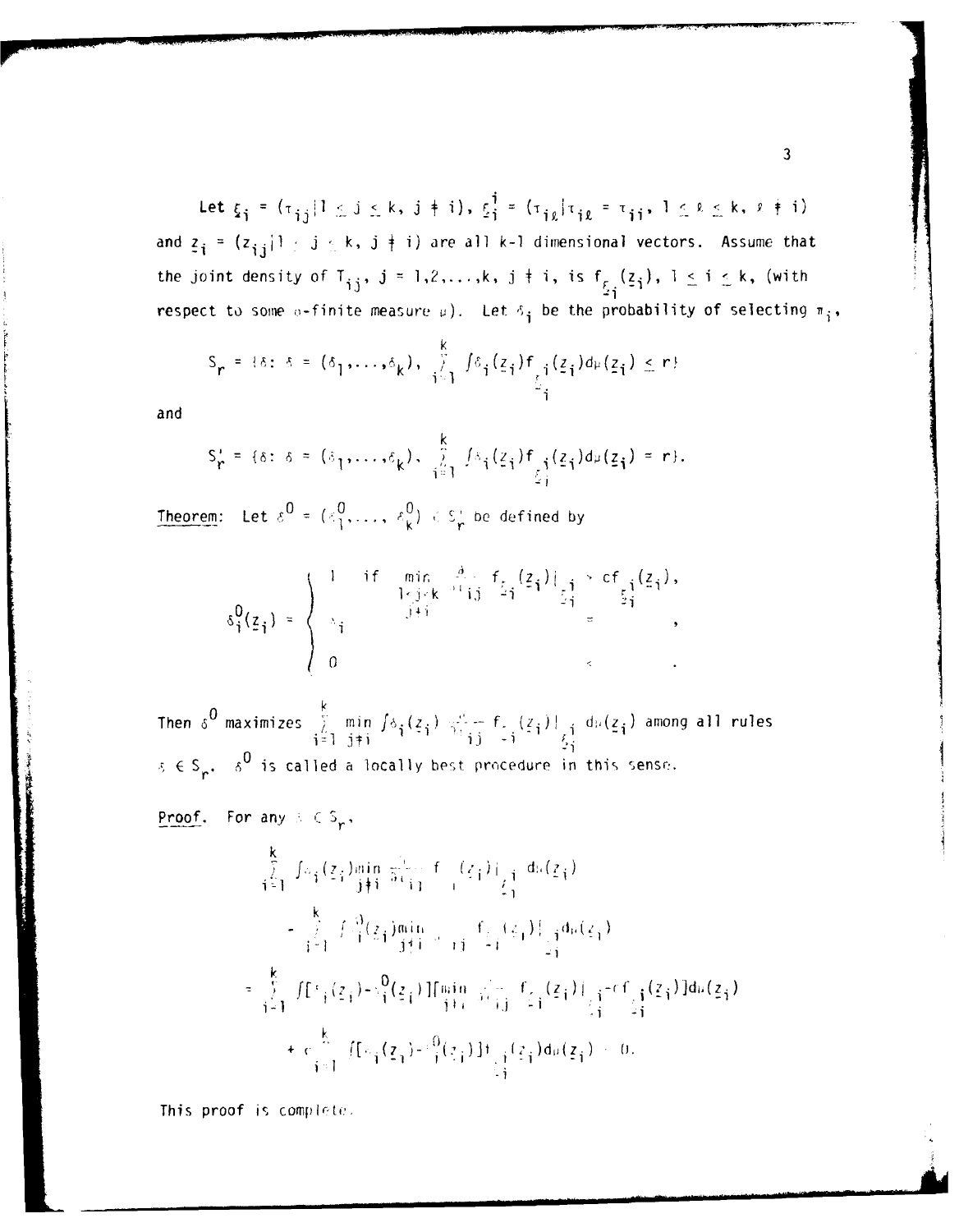Let $\underline{\xi}_i = (\tau_{ij} | 1 \le j \le k,\ j \ne i)$, $\underline{\xi}_i^i = (\tau_{i\ell} | \tau_{i\ell} = \tau_{ii},\ 1 \le \ell \le k,\ \ell \ne i)$ and $\underline{z}_i = (z_{ij} | 1 \le j \le k,\ j \ne i)$ are all k-1 dimensional vectors. Assume that the joint density of $T_{ij}$, $j = 1,2,\ldots,k$, $j \ne i$, is $f_{\underline{\xi}_i}(\underline{z}_i)$, $1 \le i \le k$, (with respect to some $\sigma$-finite measure $\mu$). Let $\delta_i$ be the probability of selecting $\pi_i$,

$$S_r = \{\delta: \delta = (\delta_1,\ldots,\delta_k),\ \sum_{i=1}^{k} \int \delta_i(\underline{z}_i) f_{\underline{\xi}_i^i}(\underline{z}_i) d\mu(\underline{z}_i) \le r\}$$

and

$$S_r' = \{\delta: \delta = (\delta_1,\ldots,\delta_k),\ \sum_{i=1}^{k} \int \delta_i(\underline{z}_i) f_{\underline{\xi}_i^i}(\underline{z}_i) d\mu(\underline{z}_i) = r\}.$$

<u>Theorem</u>: Let $\delta^0 = (\delta_1^0,\ldots,\delta_k^0) \in S_r'$ be defined by

$$\delta_i^0(\underline{z}_i) = \begin{cases} 1 & \text{if} \quad \min\limits_{\substack{1 \le j \le k \\ j \ne i}} \frac{\partial}{\partial \tau_{ij}} f_{\underline{\xi}_i}(\underline{z}_i)\Big|_{\underline{\xi}_i^i} > c f_{\underline{\xi}_i^i}(\underline{z}_i), \\ \gamma_i & \qquad\qquad\qquad\qquad\qquad = \qquad\qquad, \\ 0 & \qquad\qquad\qquad\qquad\qquad < \qquad\qquad. \end{cases}$$

Then $\delta^0$ maximizes $\sum_{i=1}^{k} \min\limits_{j \ne i} \int \delta_i(\underline{z}_i) \frac{\partial}{\partial \tau_{ij}} f_{\underline{\xi}_i}(\underline{z}_i)\Big|_{\underline{\xi}_i^i} d\mu(\underline{z}_i)$ among all rules $\delta \in S_r$. $\delta^0$ is called a locally best procedure in this sense.

<u>Proof</u>. For any $\delta \in S_r$,

$$\begin{aligned}
&\sum_{i=1}^{k} \int \delta_i(\underline{z}_i) \min_{j \ne i} \frac{\partial}{\partial \tau_{ij}} f_{\underline{\xi}_i}(\underline{z}_i)\Big|_{\underline{\xi}_i^i} d\mu(\underline{z}_i) \\
&\quad - \sum_{i=1}^{k} \int \delta_i^0(\underline{z}_i) \min_{j \ne i} \frac{\partial}{\partial \tau_{ij}} f_{\underline{\xi}_i}(\underline{z}_i)\Big|_{\underline{\xi}_i^i} d\mu(\underline{z}_i) \\
&= \sum_{i=1}^{k} \int [\delta_i(\underline{z}_i) - \delta_i^0(\underline{z}_i)][\min_{j \ne i} \frac{\partial}{\partial \tau_{ij}} f_{\underline{\xi}_i}(\underline{z}_i)\Big|_{\underline{\xi}_i^i} - c f_{\underline{\xi}_i^i}(\underline{z}_i)] d\mu(\underline{z}_i) \\
&\quad + c \sum_{i=1}^{k} \int [\delta_i(\underline{z}_i) - \delta_i^0(\underline{z}_i)] f_{\underline{\xi}_i^i}(\underline{z}_i) d\mu(\underline{z}_i) \le 0.
\end{aligned}$$

This proof is complete.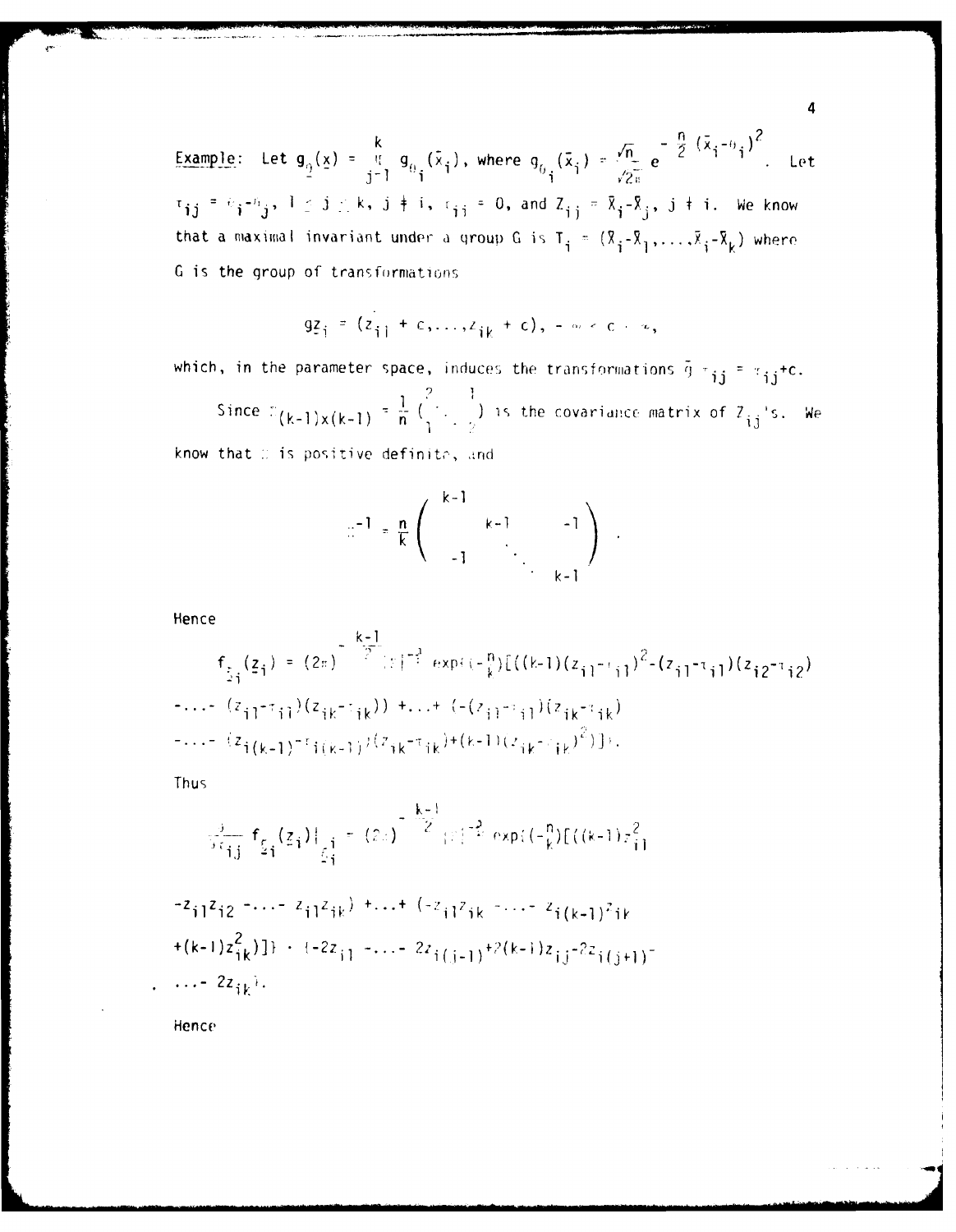<u>Example</u>: Let $g_{\underset{\sim}{\theta}}(\underset{\sim}{x}) = \prod_{j=1}^{k} g_{\theta_i}(\bar{x}_i)$, where $g_{\theta_i}(\bar{x}_i) = \frac{\sqrt{n}}{\sqrt{2\pi}} e^{-\frac{n}{2}(\bar{x}_i-\theta_i)^2}$. Let $\tau_{ij} = \theta_i-\theta_j$, $1 \le j \le k$, $j \ne i$, $\tau_{ii} = 0$, and $Z_{ij} = \bar{X}_i-\bar{X}_j$, $j \ne i$. We know that a maximal invariant under a group G is $T_i = (\bar{X}_i-\bar{X}_1,\ldots,\bar{X}_i-\bar{X}_k)$ where G is the group of transformations

$$gz_i = (z_{i1} + c,\ldots,z_{ik} + c),\ -\infty < c < \infty,$$

which, in the parameter space, induces the transformations $\bar{g}\,\tau_{ij} = \tau_{ij}+c$.

Since $\Sigma_{(k-1)x(k-1)} = \frac{1}{n}\begin{pmatrix} 2 & & 1 \\ & \ddots & \\ 1 & & 2 \end{pmatrix}$ is the covariance matrix of $Z_{ij}$'s. We know that $\Sigma$ is positive definite, and

$$\Sigma^{-1} = \frac{n}{k}\begin{pmatrix} k-1 & & & \\ & k-1 & & -1 \\ & & \ddots & \\ -1 & & & k-1 \end{pmatrix}.$$

Hence

$$f_{\underset{\sim}{\tau}_i}(\underset{\sim}{z}_i) = (2\pi)^{-\frac{k-1}{2}}|\Sigma|^{-\frac{1}{2}}\exp\{(-\tfrac{n}{k})[((k-1)(z_{i1}-\tau_{i1})^2-(z_{i1}-\tau_{i1})(z_{i2}-\tau_{i2})$$

$$-\cdots-(z_{i1}-\tau_{i1})(z_{ik}-\tau_{ik})) +\cdots+ (-(z_{i1}-\tau_{i1})(z_{ik}-\tau_{ik})$$

$$-\cdots-(z_{i(k-1)}-\tau_{i(k-1)})(z_{ik}-\tau_{ik})+(k-1)(z_{ik}-\tau_{ik})^2)]\}.$$

Thus

$$\frac{\partial}{\partial\tau_{ij}} f_{\underset{\sim}{\tau}_i}(\underset{\sim}{z}_i)\Big|_{\underset{\sim}{\tau}_i = \underset{\sim}{0}} = (2\pi)^{-\frac{k-1}{2}}|\Sigma|^{-\frac{1}{2}}\exp\{(-\tfrac{n}{k})[((k-1)z_{i1}^2$$

$$-z_{i1}z_{i2}-\cdots-z_{i1}z_{ik}) +\cdots+ (-z_{i1}z_{ik}-\cdots-z_{i(k-1)}z_{ik}$$

$$+(k-1)z_{ik}^2)]\}\cdot\{-2z_{i1}-\cdots-2z_{i(j-1)}+2(k-1)z_{ij}-2z_{i(j+1)}-$$

$$\cdots-2z_{ik}\}.$$

Hence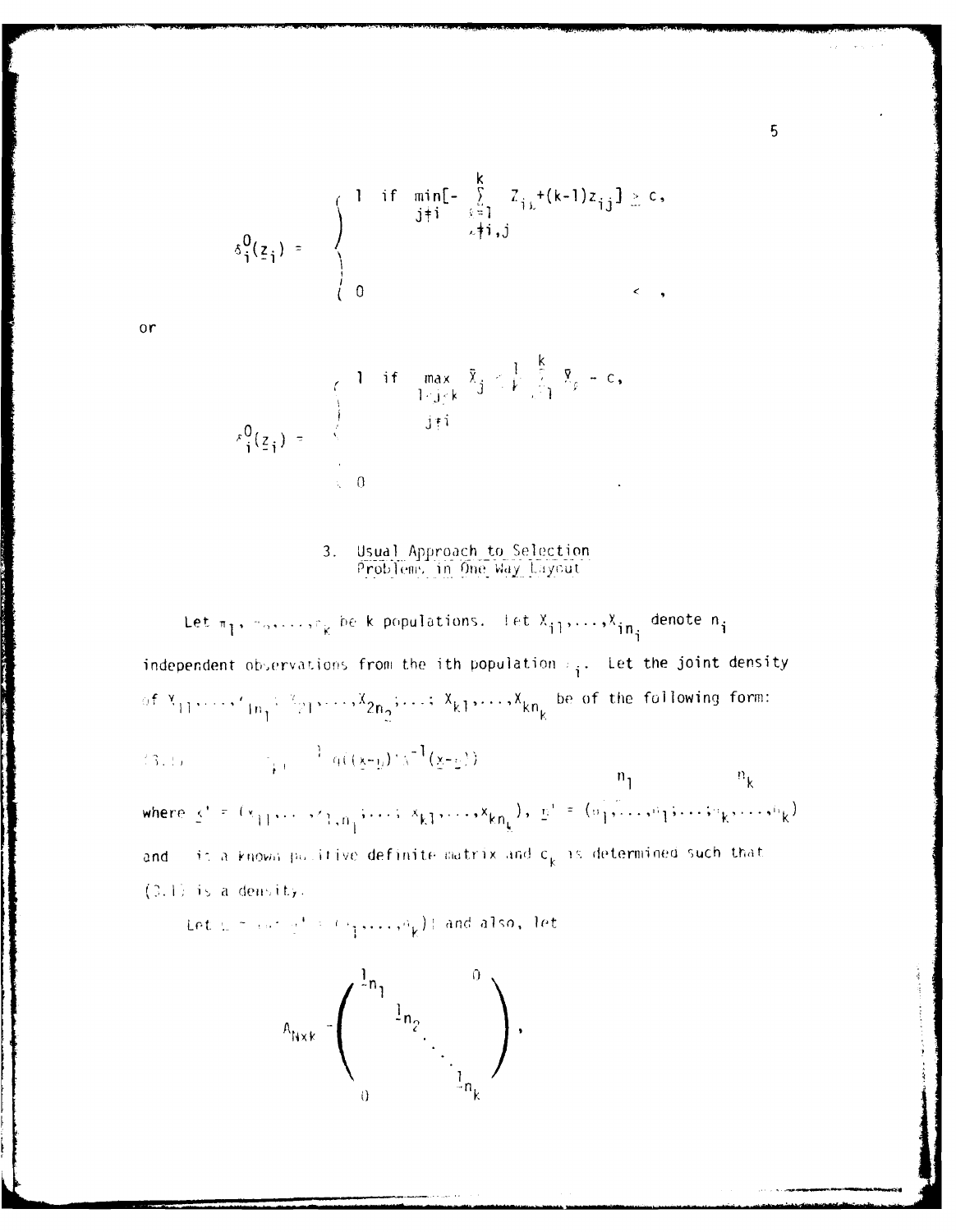$$
\delta_i^0(\underline{z}_i) = \begin{cases} 1 & \text{if } \min_{j \neq i}\left[-\sum_{\substack{\ell=1 \\ \ell \neq i,j}}^{k} Z_{i\ell} + (k-1) z_{ij}\right] \geq c, \\ 0 & \qquad\qquad\qquad < \;, \end{cases}
$$

or

$$
\delta_i^0(\underline{z}_i) = \begin{cases} 1 & \text{if } \max_{\substack{1 \leq j \leq k \\ j \neq i}} \bar{X}_j \leq \frac{1}{k} \sum_{\ell=1}^{k} \bar{X}_\ell - c, \\ 0 & \qquad\qquad . \end{cases}
$$

### 3. Usual Approach to Selection Problems in One Way Layout

Let $\pi_1, \pi_2, \ldots, \pi_k$ be $k$ populations. Let $X_{i1}, \ldots, X_{in_i}$ denote $n_i$ independent observations from the ith population $\pi_i$. Let the joint density of $X_{11}, \ldots, X_{1n_1}; X_{21}, \ldots, X_{2n_2}; \ldots; X_{k1}, \ldots, X_{kn_k}$ be of the following form:

$$
(3.1) \qquad c_k \; g((\underline{x}-\underline{\mu})' \Lambda^{-1} (\underline{x}-\underline{\mu}))
$$

where $\underline{x}' = (x_{11}, \ldots, x_{1,n_1}; \ldots; x_{k1}, \ldots, x_{kn_k})$, $\underline{\mu}' = (\overbrace{\mu_1, \ldots, \mu_1}^{n_1}; \ldots; \overbrace{\mu_k, \ldots, \mu_k}^{n_k})$ and $\Lambda$ is a known positive definite matrix and $c_k$ is determined such that (3.1) is a density.

Let $\Omega = \{\underline{\mu}' = (\mu_1, \ldots, \mu_k)\}$ and also, let

$$
A_{N \times k} = \begin{pmatrix} \underline{1}_{n_1} & & 0 \\ & \underline{1}_{n_2} & \\ & & \ddots \\ 0 & & & \underline{1}_{n_k} \end{pmatrix},
$$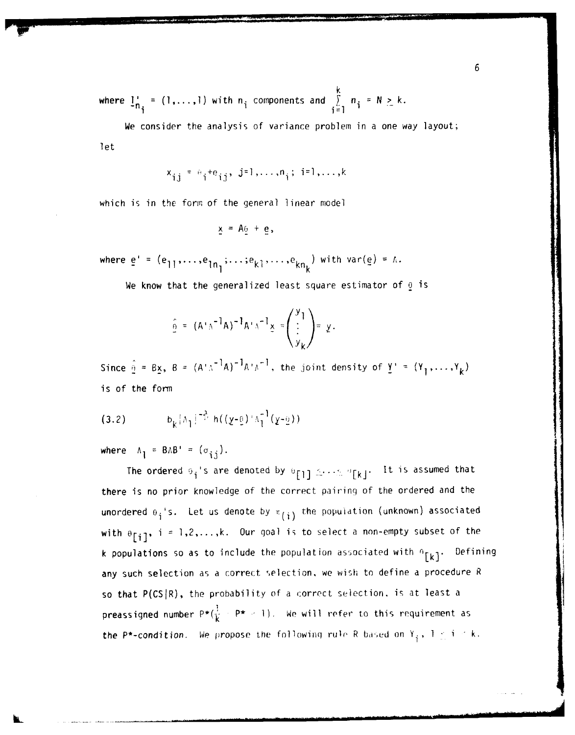where $\underline{1}'_{n_i} = (1,\ldots,1)$ with $n_i$ components and $\sum_{i=1}^{k} n_i = N \geq k$.

We consider the analysis of variance problem in a one way layout; let

$$x_{ij} = \theta_i + e_{ij},\ j=1,\ldots,n_i;\ i=1,\ldots,k$$

which is in the form of the general linear model

$$\underline{x} = A\underline{\theta} + \underline{e},$$

where $\underline{e}' = (e_{11},\ldots,e_{1n_1};\ldots;e_{k1},\ldots,e_{kn_k})$ with $\text{var}(\underline{e}) = \Lambda$.

We know that the generalized least square estimator of $\underline{\theta}$ is

$$\hat{\underline{\theta}} = (A'\Lambda^{-1}A)^{-1}A'\Lambda^{-1}\underline{x} = \begin{pmatrix} y_1 \\ \vdots \\ y_k \end{pmatrix} = \underline{y}.$$

Since $\hat{\underline{\theta}} = B\underline{x}$, $B = (A'\Lambda^{-1}A)^{-1}A'\Lambda^{-1}$, the joint density of $\underline{Y}' = (Y_1,\ldots,Y_k)$ is of the form

$$(3.2) \qquad b_k|\Lambda_1|^{-\frac{1}{2}}\, h((\underline{y}-\underline{\theta})'\Lambda_1^{-1}(\underline{y}-\underline{\theta}))$$

where $\Lambda_1 = B\Lambda B' = (\sigma_{ij})$.

The ordered $\theta_i$'s are denoted by $\theta_{[1]} \leq \cdots \leq \theta_{[k]}$. It is assumed that there is no prior knowledge of the correct pairing of the ordered and the unordered $\theta_i$'s. Let us denote by $\pi_{(i)}$ the population (unknown) associated with $\theta_{[i]}$, $i = 1,2,\ldots,k$. Our goal is to select a non-empty subset of the $k$ populations so as to include the population associated with $\theta_{[k]}$. Defining any such selection as a correct selection, we wish to define a procedure $R$ so that $P(CS|R)$, the probability of a correct selection, is at least a preassigned number $P^*(\frac{1}{k} < P^* < 1)$. We will refer to this requirement as the $P^*$-condition. We propose the following rule $R$ based on $Y_i$, $1 \leq i \leq k$.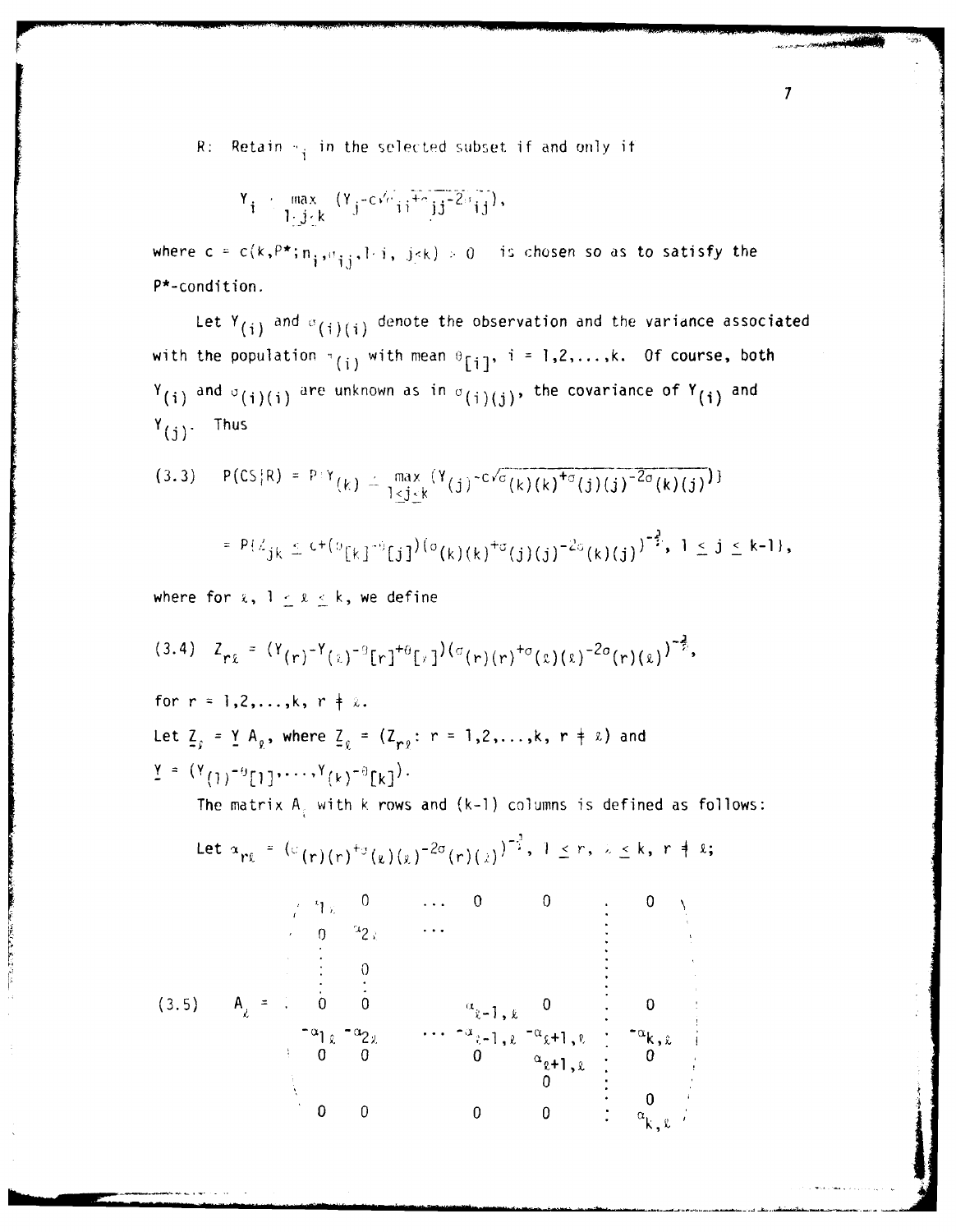R: Retain $\pi_i$ in the selected subset if and only if

$$Y_i \geq \max_{1 \leq j \leq k} (Y_j - c\sqrt{\sigma_{ii}+\sigma_{jj}-2\sigma_{ij}}),$$

where $c = c(k,P^*;n_i,\sigma_{ij},1 \leq i,\ j \leq k) > 0$ is chosen so as to satisfy the $P^*$-condition.

Let $Y_{(i)}$ and $\sigma_{(i)(i)}$ denote the observation and the variance associated with the population $\pi_{(i)}$ with mean $\theta_{[i]}$, $i = 1,2,\ldots,k$. Of course, both $Y_{(i)}$ and $\sigma_{(i)(i)}$ are unknown as in $\sigma_{(i)(j)}$, the covariance of $Y_{(i)}$ and $Y_{(j)}$. Thus

$$\text{(3.3)} \quad P(CS|R) = P\{Y_{(k)} \geq \max_{1 \leq j \leq k} (Y_{(j)} - c\sqrt{\sigma_{(k)(k)}+\sigma_{(j)(j)}-2\sigma_{(k)(j)}})\}$$

$$= P\{Z_{jk} \leq c + (\theta_{[k]}-\theta_{[j]})(\sigma_{(k)(k)}+\sigma_{(j)(j)}-2\sigma_{(k)(j)})^{-\frac{1}{2}},\ 1 \leq j \leq k-1\},$$

where for $\ell$, $1 \leq \ell \leq k$, we define

$$\text{(3.4)} \quad Z_{r\ell} = (Y_{(r)}-Y_{(\ell)}-\theta_{[r]}+\theta_{[\ell]})(\sigma_{(r)(r)}+\sigma_{(\ell)(\ell)}-2\sigma_{(r)(\ell)})^{-\frac{1}{2}},$$

for $r = 1,2,\ldots,k$, $r \neq \ell$.

Let $\underline{Z}_\ell = \underline{Y}\, A_\ell$, where $\underline{Z}_\ell = (Z_{r\ell}:\ r = 1,2,\ldots,k,\ r \neq \ell)$ and $\underline{Y} = (Y_{(1)}-\theta_{[1]},\ldots,Y_{(k)}-\theta_{[k]})$.

The matrix $A_\ell$ with $k$ rows and $(k-1)$ columns is defined as follows:

Let $\alpha_{r\ell} = (\sigma_{(r)(r)}+\sigma_{(\ell)(\ell)}-2\sigma_{(r)(\ell)})^{-\frac{1}{2}}$, $1 \leq r,\ \ell \leq k$, $r \neq \ell$;

$$\text{(3.5)} \quad A_\ell = \begin{pmatrix} \alpha_{1\ell} & 0 & \cdots & 0 & 0 & \vdots & 0 \\ 0 & \alpha_{2\ell} & \cdots & & & \vdots & \\ \vdots & 0 & & & & \vdots & \\ 0 & 0 & & \alpha_{\ell-1,\ell} & 0 & \vdots & 0 \\ -\alpha_{1\ell} & -\alpha_{2\ell} & \cdots & -\alpha_{\ell-1,\ell} & -\alpha_{\ell+1,\ell} & \vdots & -\alpha_{k,\ell} \\ 0 & 0 & & 0 & \alpha_{\ell+1,\ell} & \vdots & 0 \\ & & & & 0 & \vdots & 0 \\ 0 & 0 & & 0 & 0 & \vdots & \alpha_{k,\ell} \end{pmatrix}$$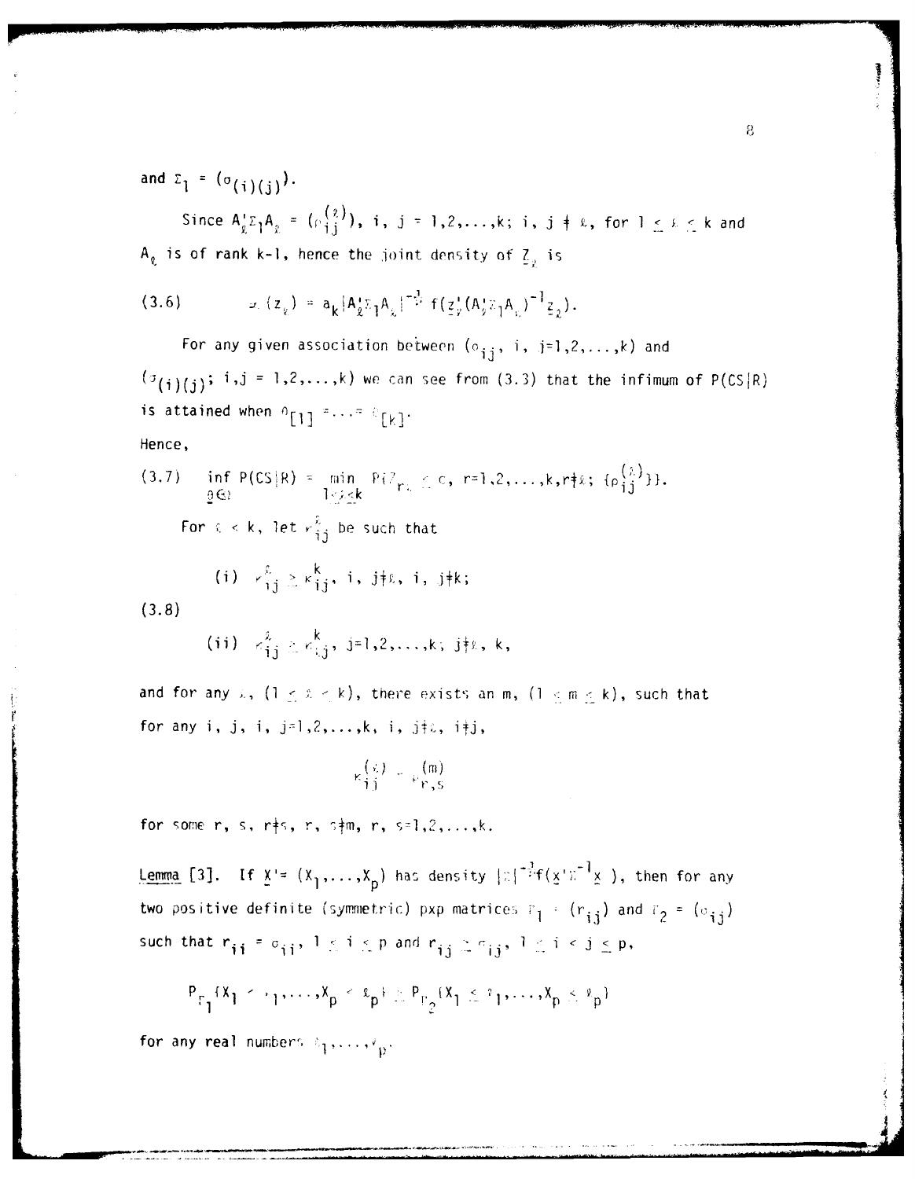and $\Sigma_1 = (\sigma_{(i)(j)})$.

Since $A_\ell' \Sigma_1 A_\ell = (\rho_{ij}^{(\ell)})$, $i, j = 1,2,\ldots,k$; $i, j \neq \ell$, for $1 \leq \ell \leq k$ and $A_\ell$ is of rank k-1, hence the joint density of $\underline{Z}_\ell$ is

$$(3.6) \qquad g(z_\ell) = a_k |A_\ell' \Sigma_1 A_\ell|^{-\frac{1}{2}} f(\underline{z}_\ell'(A_\ell' \Sigma_1 A_\ell)^{-1} \underline{z}_\ell).$$

For any given association between $(\sigma_{ij}, i, j=1,2,\ldots,k)$ and $(\sigma_{(i)(j)}; i,j = 1,2,\ldots,k)$ we can see from (3.3) that the infimum of $P(CS|R)$ is attained when $\theta_{[1]} = \ldots = \theta_{[k]}$.

Hence,

$$(3.7) \qquad \inf_{\underline{\theta} \in \Omega} P(CS|R) = \min_{1 \leq \ell \leq k} P\{Z_{r\ell} \leq c, \; r=1,2,\ldots,k, r\neq\ell; \; \{\rho_{ij}^{(\ell)}\}\}.$$

For $\ell < k$, let $\kappa_{ij}^{\ell}$ be such that

$$(3.8) \qquad \begin{aligned} &\text{(i)} \quad \kappa_{ij}^{\ell} \geq \kappa_{ij}^{k}, \; i, j\neq\ell, \; i, j\neq k; \\ &\text{(ii)} \quad \kappa_{\ell j}^{\ell} \geq \kappa_{\ell j}^{k}, \; j=1,2,\ldots,k; \; j\neq\ell, k, \end{aligned}$$

and for any $\ell$, $(1 \leq \ell < k)$, there exists an $m$, $(1 \leq m \leq k)$, such that for any $i, j$, $i, j=1,2,\ldots,k$, $i, j\neq\ell$, $i\neq j$,

$$\kappa_{ij}^{(\ell)} = \rho_{r,s}^{(m)}$$

for some $r, s$, $r\neq s$, $r, s\neq m$, $r, s=1,2,\ldots,k$.

**Lemma** [3]. If $\underline{X}' = (X_1,\ldots,X_p)$ has density $|\Sigma|^{-\frac{1}{2}} f(\underline{x}'\Sigma^{-1}\underline{x})$, then for any two positive definite (symmetric) $p \times p$ matrices $\Gamma_1 = (r_{ij})$ and $\Gamma_2 = (\sigma_{ij})$ such that $r_{ii} = \sigma_{ii}$, $1 \leq i \leq p$ and $r_{ij} \geq \sigma_{ij}$, $1 \leq i < j \leq p$,

$$P_{\Gamma_1}\{X_1 \leq \ell_1,\ldots,X_p \leq \ell_p\} \geq P_{\Gamma_2}\{X_1 \leq \ell_1,\ldots,X_p \leq \ell_p\}$$

for any real numbers $\ell_1,\ldots,\ell_p$.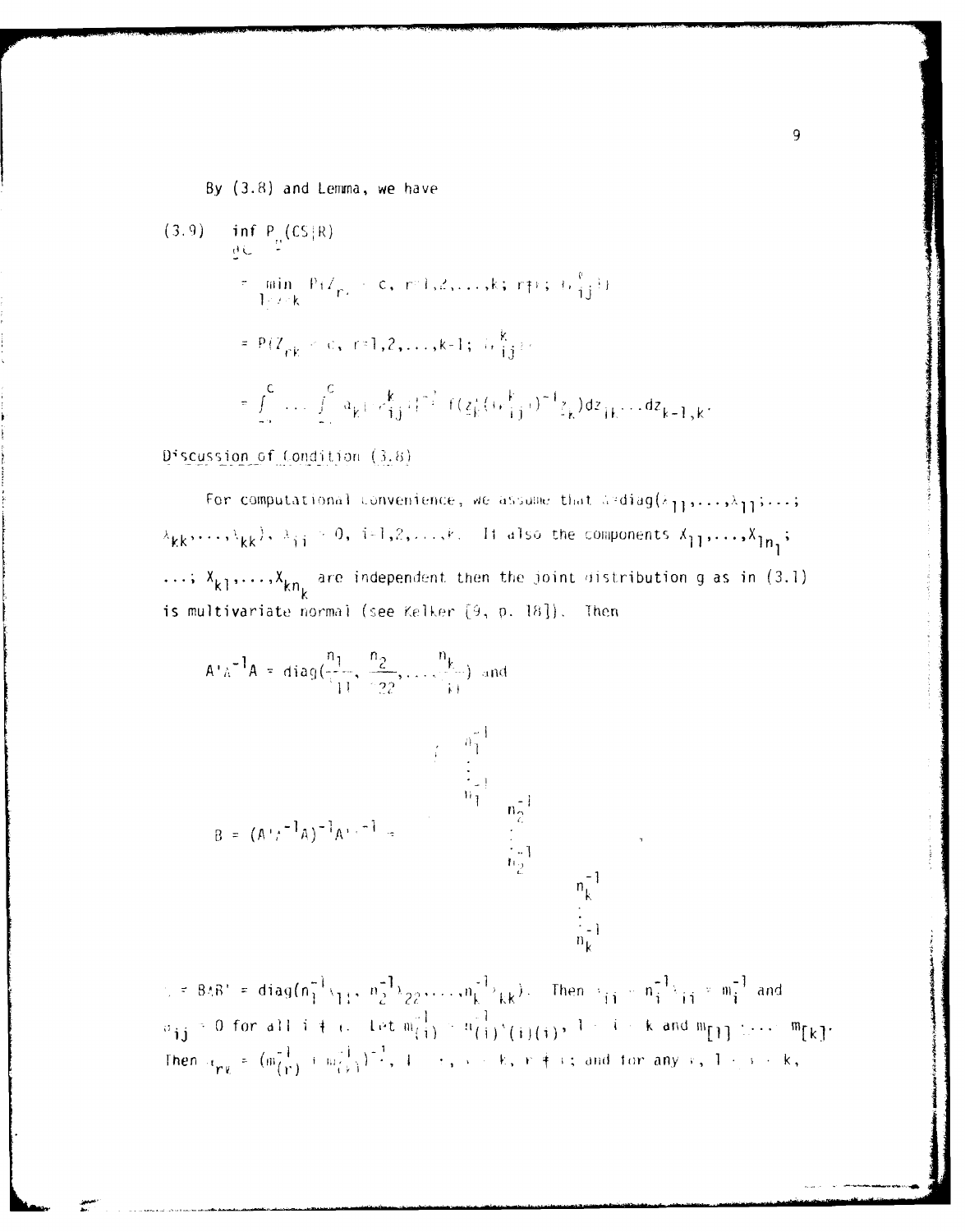By (3.8) and Lemma, we have

$$
\begin{aligned}
(3.9)\quad \inf_{\underline{\mu} \in \Omega} P_{\underline{\mu}}(CS|R)
&= \min_{1 \le \ell \le k} P(Z_{r\ell} < c,\ r=1,2,\ldots,k;\ r \ne \ell;\ (\rho_{ij}^{\ell})) \\
&= P(Z_{rk} < c,\ r=1,2,\ldots,k-1;\ (\rho_{ij}^{k})) \\
&= \int_{-\infty}^{c} \cdots \int_{-\infty}^{c} a_k |(\rho_{ij}^{k})|^{-\frac{1}{2}} f(\underline{z}_k'(\rho_{ij}^{k})^{-1}\underline{z}_k)\, dz_{1k} \cdots dz_{k-1,k}.
\end{aligned}
$$

Discussion of Condition (3.8)

For computational convenience, we assume that $\Lambda = \text{diag}(\lambda_{11},\ldots,\lambda_{11};\ldots;\lambda_{kk},\ldots,\lambda_{kk})$, $\lambda_{ii} > 0$, $i=1,2,\ldots,k$. If also the components $X_{11},\ldots,X_{1n_1};\ldots;X_{k1},\ldots,X_{kn_k}$ are independent then the joint distribution g as in (3.1) is multivariate normal (see Kelker [9, p. 18]). Then

$$A'\Lambda^{-1}A = \text{diag}\left(\frac{n_1}{\lambda_{11}}, \frac{n_2}{\lambda_{22}}, \ldots, \frac{n_k}{\lambda_{kk}}\right) \text{ and}$$

$$
B = (A'\Lambda^{-1}A)^{-1}A'\Lambda^{-1} = \begin{pmatrix}
n_1^{-1} \cdots n_1^{-1} & & & \\
& n_2^{-1} \cdots n_2^{-1} & & \\
& & \ddots & \\
& & & n_k^{-1} \cdots n_k^{-1}
\end{pmatrix}
$$

$\Sigma = B\Lambda B' = \text{diag}(n_1^{-1}\lambda_{11}, n_2^{-1}\lambda_{22},\ldots,n_k^{-1}\lambda_{kk})$. Then $\sigma_{ii} = n_i^{-1}\lambda_{ii} = m_i^{-1}$ and $\sigma_{ij} = 0$ for all $i \ne j$. Let $m_{(i)}^{-1} = n_{(i)}^{-1}\lambda_{(i)(i)}$, $1 \le i \le k$ and $m_{[1]} \le \cdots \le m_{[k]}$. Then $\rho_{rs}^{\ell} = (m_{(r)}^{-1} + m_{(\ell)}^{-1})^{-1} \cdot$, $1 \le r, s \le k$, $r \ne s$; and for any $\ell$, $1 \le \ell \le k$,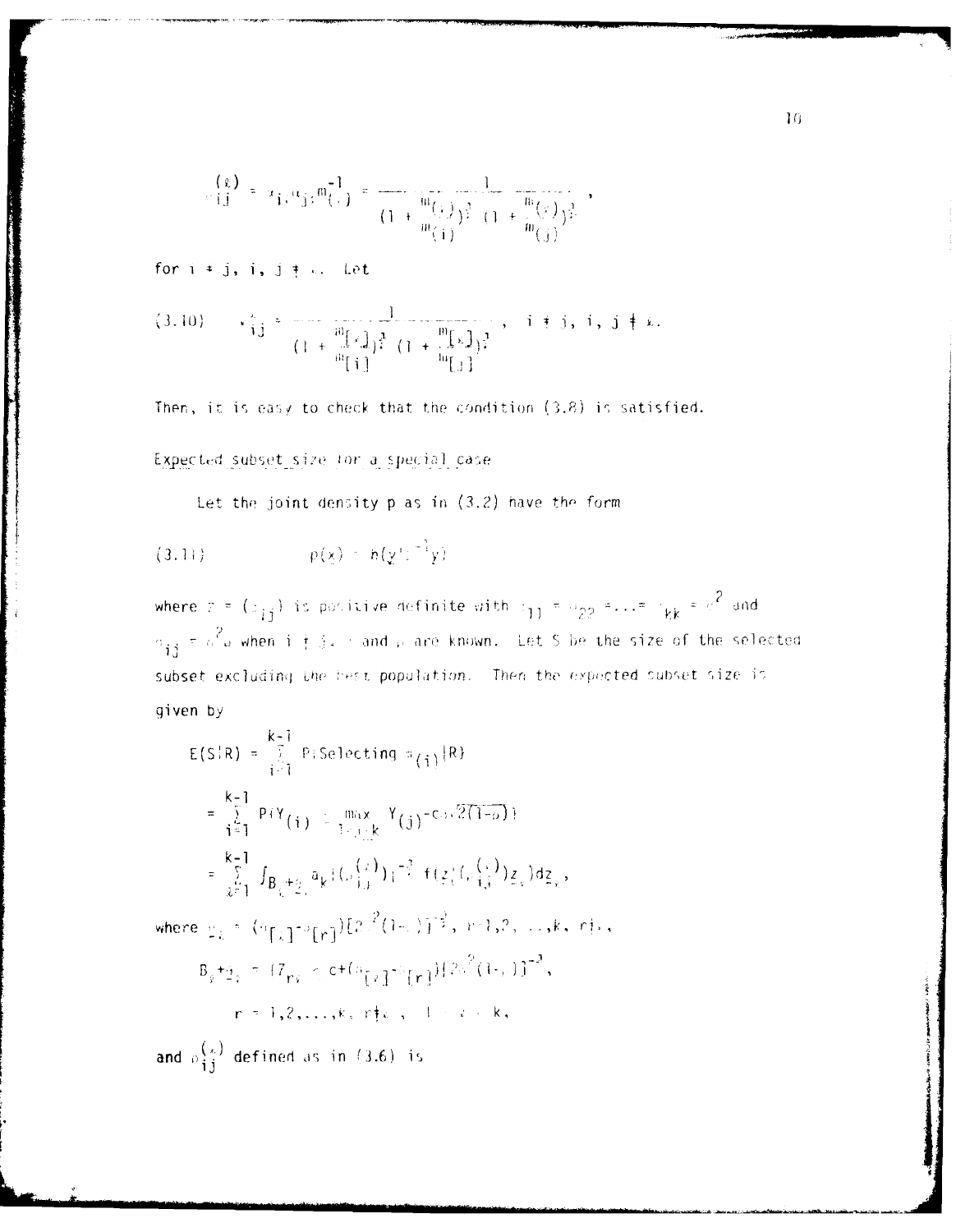$$\rho_{ij}^{(\ell)} = \alpha_i \alpha_j m_{(\ell)}^{-1} = \frac{1}{(1 + \frac{m_{(\ell)}}{m_{(i)}})^{\frac{1}{2}} (1 + \frac{m_{(\ell)}}{m_{(j)}})^{\frac{1}{2}}} ,$$

for $i \neq j$, $i, j \neq \ell$. Let

$$(3.10) \qquad \rho_{ij}^{\ell} = \frac{1}{(1 + \frac{m_{[\ell]}}{m_{[i]}})^{\frac{1}{2}} (1 + \frac{m_{[\ell]}}{m_{[j]}})^{\frac{1}{2}}} , \quad i \neq j, \; i, j \neq \ell.$$

Then, it is easy to check that the condition (3.8) is satisfied.

Expected subset size for a special case

Let the joint density p as in (3.2) have the form

$$(3.11) \qquad p(\underset{\sim}{x}) = h(\underset{\sim}{y}'\Sigma^{-1}\underset{\sim}{y})$$

where $\Sigma = (\sigma_{ij})$ is positive definite with $\sigma_{11} = \sigma_{22} = \ldots = \sigma_{kk} = \sigma^2$ and $\sigma_{ij} = \sigma^2\rho$ when $i \neq j$. $\sigma$ and $\rho$ are known. Let S be the size of the selected subset excluding the best population. Then the expected subset size is given by

$$\begin{aligned}
E(S|R) &= \sum_{i=1}^{k-1} P(\text{Selecting } \pi_{(i)}|R) \\
&= \sum_{i=1}^{k-1} P(Y_{(i)} \geq \max_{1 \leq j \leq k} Y_{(j)} - c\sigma\sqrt{2(1-\rho)}) \\
&= \sum_{\ell=1}^{k-1} \int_{B_\ell + \underset{\sim}{\delta}_\ell} a_k |(\rho_{ij}^{(\ell)})|^{-\frac{1}{2}} f(\underset{\sim}{z}_\ell'(\rho_{ij}^{(\ell)})\underset{\sim}{z}_\ell) d\underset{\sim}{z}_\ell ,
\end{aligned}$$

where $\delta_{r\ell} = (\theta_{[\ell]} - \theta_{[r]})[2\sigma^2(1-\rho)]^{-\frac{1}{2}}$, $r = 1, 2, \ldots, k$, $r \neq \ell$,

$$B_\ell + \underset{\sim}{\delta}_\ell = \{Z_{r\ell} \leq c + (\theta_{[\ell]} - \theta_{[r]})[2\sigma^2(1-\rho)]^{-\frac{1}{2}},$$

$$r = 1, 2, \ldots, k, \; r \neq \ell\}, \quad 1 \leq \ell \leq k,$$

and $\rho_{ij}^{(\ell)}$ defined as in (3.6) is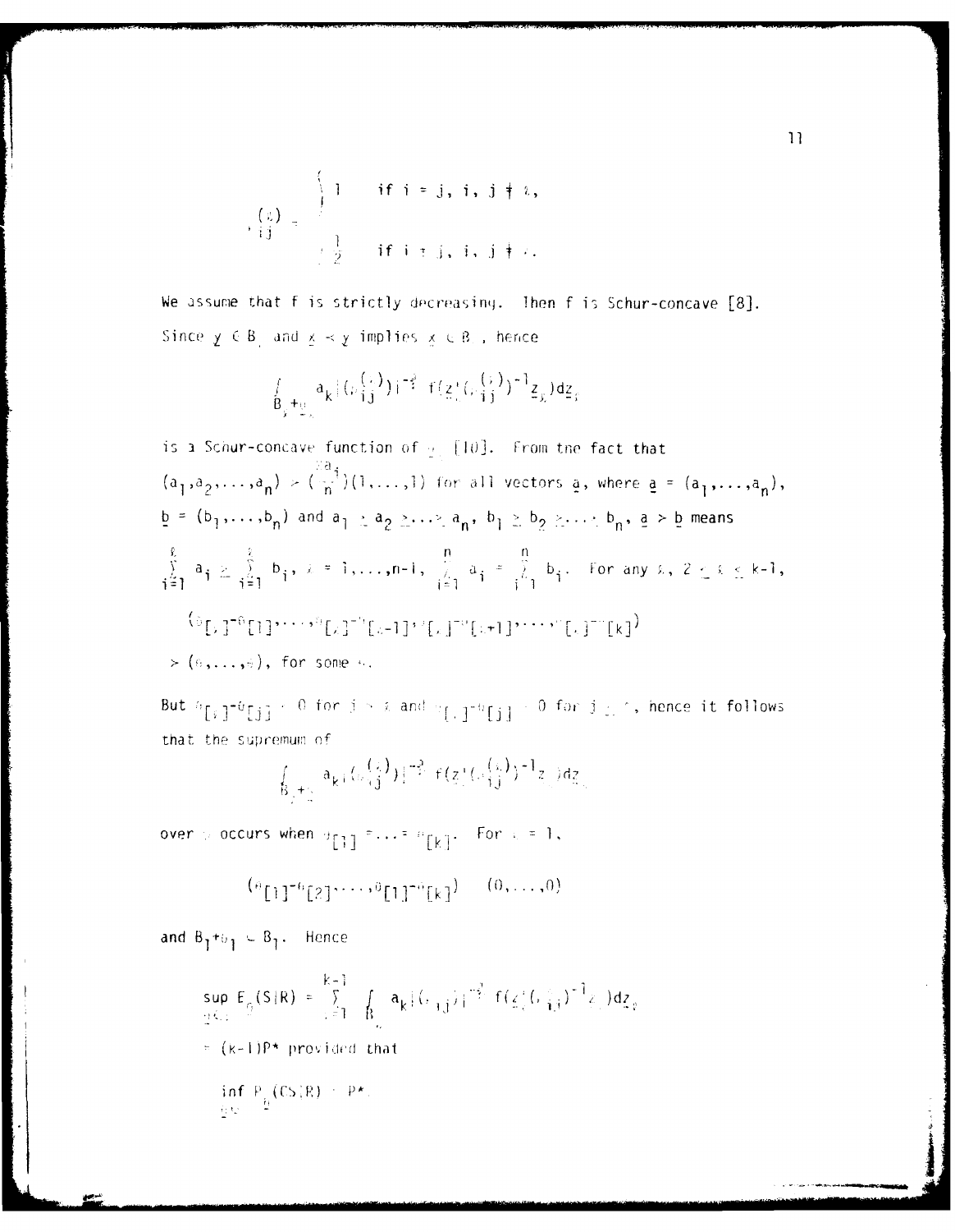$$\rho_{ij}^{(\ell)} = \begin{cases} 1 & \text{if } i = j,\ i, j \neq \ell, \\ \frac{1}{2} & \text{if } i \neq j,\ i, j \neq \ell. \end{cases}$$

We assume that f is strictly decreasing. Then f is Schur-concave [8]. Since $\underline{y} \in B_\ell$ and $\underline{x} \prec \underline{y}$ implies $\underline{x} \in B_\ell$, hence

$$\int_{B_\ell + \underline{\delta}_\ell} a_k |(\rho_{ij}^{(\ell)})|^{-\frac{1}{2}} f(\underline{z}_\ell'(\rho_{ij}^{(\ell)})^{-1}\underline{z}_\ell)d\underline{z}_\ell$$

is a Schur-concave function of $\underline{\delta}_\ell$ [10]. From the fact that $(a_1, a_2, \ldots, a_n) \succ (\frac{\Sigma a_i}{n})(1, \ldots, 1)$ for all vectors $\underline{a}$, where $\underline{a} = (a_1, \ldots, a_n)$, $\underline{b} = (b_1, \ldots, b_n)$ and $a_1 \geq a_2 \geq \ldots \geq a_n$, $b_1 \geq b_2 \geq \cdots \geq b_n$, $\underline{a} \succ \underline{b}$ means $\sum_{i=1}^{\ell} a_i \geq \sum_{i=1}^{\ell} b_i$, $\ell = 1, \ldots, n-1$, $\sum_{i=1}^{n} a_i = \sum_{i=1}^{n} b_i$. For any $\ell$, $2 \leq \ell \leq k-1$,

$$(\theta_{[\ell]}-\theta_{[1]}, \ldots, \theta_{[\ell]}-\theta_{[\ell-1]}, \theta_{[\ell]}-\theta_{[\ell+1]}, \ldots, \theta_{[\ell]}-\theta_{[k]})$$

$\succ (\delta, \ldots, \delta)$, for some $\delta$.

But $\theta_{[\ell]}-\theta_{[j]} > 0$ for $j > \ell$ and $\theta_{[\ell]}-\theta_{[j]} \leq 0$ for $j \leq \ell$, hence it follows that the supremum of

$$\int_{B_\ell + \underline{\delta}_\ell} a_k |(\rho_{ij}^{(\ell)})|^{-\frac{1}{2}} f(\underline{z}_\ell'(\rho_{ij}^{(\ell)})^{-1}\underline{z}_\ell)d\underline{z}_\ell$$

over $\Omega$ occurs when $\theta_{[1]} = \ldots = \theta_{[k]}$. For $\ell = 1$,

$$(\theta_{[1]}-\theta_{[2]}, \ldots, \theta_{[1]}-\theta_{[k]}) \geq (0, \ldots, 0)$$

and $B_1 + \underline{\delta}_1 \subset B_1$. Hence

$$\sup_{\underline{\theta} \in \Omega} E_{\underline{\theta}}(S|R) = \sum_{\ell=1}^{k-1} \int_{B_\ell} a_k |(\rho_{ij}^{(\ell)})|^{-\frac{1}{2}} f(\underline{z}_\ell'(\rho_{ij}^{(\ell)})^{-1}\underline{z}_\ell)d\underline{z}_\ell$$

$= (k-1)P^*$ provided that

$$\inf_{\underline{\theta} \in \Omega} P_{\underline{\theta}}(CS|R) = P^*.$$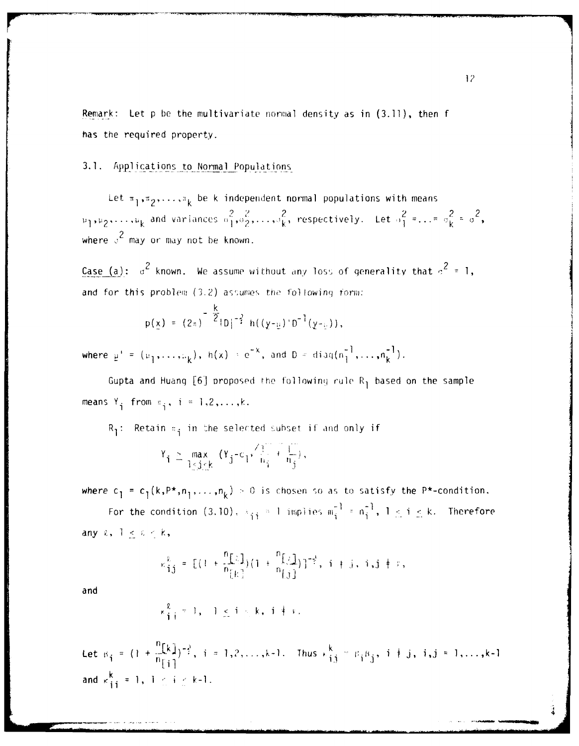Remark: Let p be the multivariate normal density as in (3.11), then f has the required property.

## 3.1. Applications to Normal Populations

Let $\pi_1, \pi_2, \ldots, \pi_k$ be k independent normal populations with means $\mu_1, \mu_2, \ldots, \mu_k$ and variances $\sigma_1^2, \sigma_2^2, \ldots, \sigma_k^2$, respectively. Let $\sigma_1^2 = \ldots = \sigma_k^2 = \sigma^2$, where $\sigma^2$ may or may not be known.

Case (a): $\sigma^2$ known. We assume without any loss of generality that $\sigma^2 = 1$, and for this problem (3.2) assumes the following form:

$$p(\underset{\sim}{x}) = (2\pi)^{-\frac{k}{2}} |D|^{-\frac{1}{2}} h((\underset{\sim}{y}-\underset{\sim}{\mu})' D^{-1} (\underset{\sim}{y}-\underset{\sim}{\mu})),$$

where $\underset{\sim}{\mu}' = (\mu_1, \ldots, \mu_k)$, $h(x) = e^{-x}$, and $D = \mathrm{diag}(n_1^{-1}, \ldots, n_k^{-1})$.

Gupta and Huang [6] proposed the following rule $R_1$ based on the sample means $Y_i$ from $\pi_i$, $i = 1, 2, \ldots, k$.

$R_1$: Retain $\pi_i$ in the selected subset if and only if

$$Y_i \geq \max_{1 \leq j \leq k} \left(Y_j - c_1 \sqrt{\frac{1}{n_i} + \frac{1}{n_j}}\right),$$

where $c_1 = c_1(k, P^*, n_1, \ldots, n_k) > 0$ is chosen so as to satisfy the $P^*$-condition.

For the condition (3.10), $\lambda_{ii} = 1$ implies $m_i^{-1} = n_i^{-1}$, $1 \leq i \leq k$. Therefore any $\ell$, $1 \leq \ell \leq k$,

$$\kappa_{ij}^{\ell} = [(1 + \frac{n_{[\ell]}}{n_{[i]}})(1 + \frac{n_{[\ell]}}{n_{[j]}})]^{-\frac{1}{2}}, \; i \neq j, \; i, j \neq \ell,$$

and

$$\kappa_{ii}^{\ell} = 1, \quad 1 \leq i \leq k, \; i \neq \ell.$$

Let $\beta_i = (1 + \frac{n_{[k]}}{n_{[i]}})^{-\frac{1}{2}}$, $i = 1, 2, \ldots, k-1$. Thus $\kappa_{ij}^{k} = \beta_i \beta_j$, $i \neq j$, $i, j = 1, \ldots, k-1$ and $\kappa_{ii}^{k} = 1$, $1 \leq i \leq k-1$.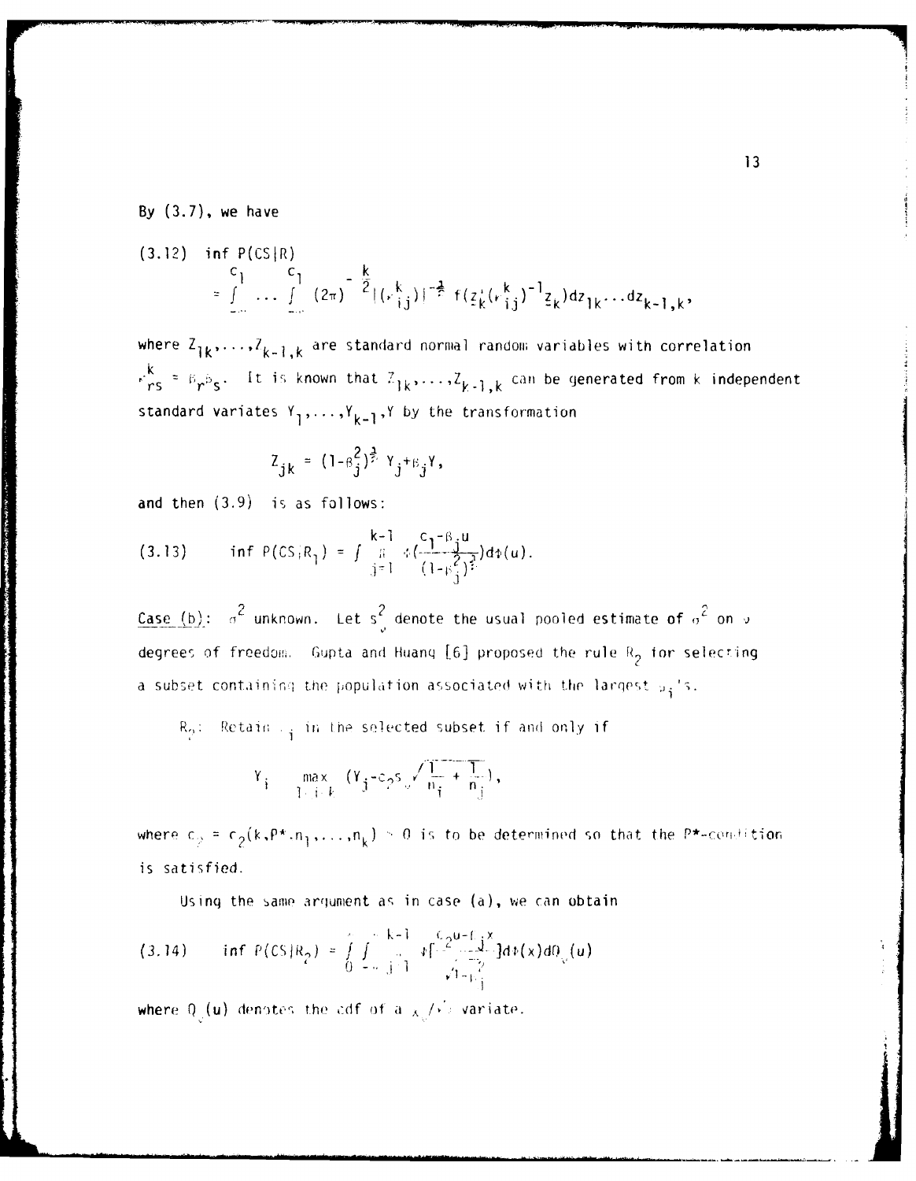By (3.7), we have

$$\text{(3.12)} \quad \inf P(CS|R) = \int_{-\infty}^{c_1} \cdots \int_{-\infty}^{c_1} (2\pi)^{-\frac{k}{2}} |(\rho_{ij}^k)|^{-\frac{1}{2}} f(\underline{z}_k'(\rho_{ij}^k)^{-1}\underline{z}_k) dz_{1k} \cdots dz_{k-1,k},$$

where $Z_{1k}, \ldots, Z_{k-1,k}$ are standard normal random variables with correlation $\rho_{rs}^k = \beta_r \beta_s$. It is known that $Z_{1k}, \ldots, Z_{k-1,k}$ can be generated from k independent standard variates $Y_1, \ldots, Y_{k-1}, Y$ by the transformation

$$Z_{jk} = (1-\beta_j^2)^{\frac{1}{2}} Y_j + \beta_j Y,$$

and then (3.9) is as follows:

$$\text{(3.13)} \quad \inf P(CS|R_1) = \int \prod_{j=1}^{k-1} \Phi\left(\frac{c_1 - \beta_j u}{(1-\beta_j^2)^{\frac{1}{2}}}\right) d\Phi(u).$$

Case (b): $\sigma^2$ unknown. Let $s_\nu^2$ denote the usual pooled estimate of $\sigma^2$ on $\nu$ degrees of freedom. Gupta and Huang [6] proposed the rule $R_2$ for selecting a subset containing the population associated with the largest $\theta_i$'s.

$R_2$: Retain $\pi_i$ in the selected subset if and only if

$$Y_i \geq \max_{1 \leq j \leq k} \left(Y_j - c_2 s_\nu \sqrt{\frac{1}{n_i} + \frac{1}{n_j}}\right),$$

where $c_2 = c_2(k, P^*, n_1, \ldots, n_k) > 0$ is to be determined so that the P*-condition is satisfied.

Using the same argument as in case (a), we can obtain

$$\text{(3.14)} \quad \inf P(CS|R_2) = \int_0^{\infty} \int_{-\infty}^{\infty} \prod_{j=1}^{k-1} \Phi\left[\frac{c_2 u - \beta_j x}{\sqrt{1-\beta_j^2}}\right] d\Phi(x) dQ_\nu(u)$$

where $Q_\nu(u)$ denotes the cdf of a $\chi_\nu/\sqrt{\nu}$ variate.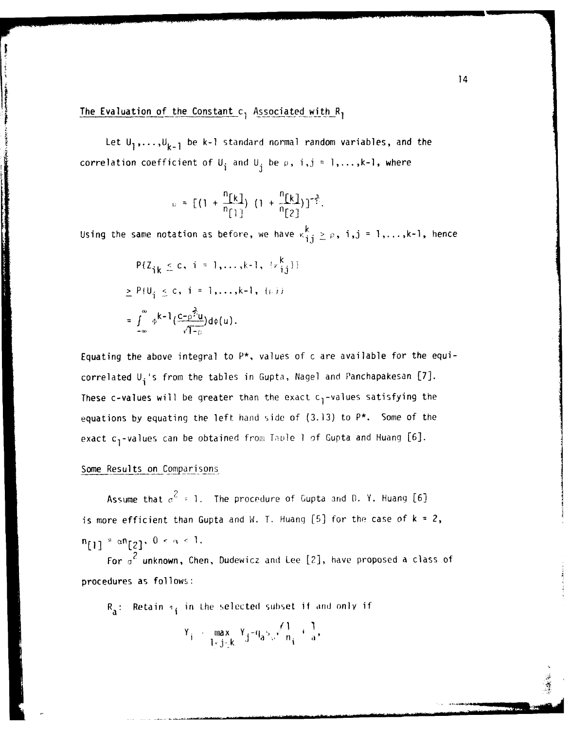### The Evaluation of the Constant $c_1$ Associated with $R_1$

Let $U_1,\ldots,U_{k-1}$ be k-1 standard normal random variables, and the correlation coefficient of $U_i$ and $U_j$ be $\rho$, i,j = 1,...,k-1, where

$$\rho = [(1 + \frac{n_{[k]}}{n_{[1]}})(1 + \frac{n_{[k]}}{n_{[2]}})]^{-\frac{1}{2}}.$$

Using the same notation as before, we have $\kappa_{ij}^{k} \geq \rho$, i,j = 1,...,k-1, hence

$$\begin{aligned}
&P\{Z_{ik} \leq c,\ i = 1,\ldots,k-1,\ \{\kappa_{ij}^{k}\}\} \\
&\geq P\{U_i \leq c,\ i = 1,\ldots,k-1,\ \{\rho_{ij}\}\} \\
&= \int_{-\infty}^{\infty} \Phi^{k-1}\left(\frac{c-\rho^{\frac{1}{2}}u}{\sqrt{1-\rho}}\right)d\Phi(u).
\end{aligned}$$

Equating the above integral to P\*, values of c are available for the equi-correlated $U_i$'s from the tables in Gupta, Nagel and Panchapakesan [7]. These c-values will be greater than the exact $c_1$-values satisfying the equations by equating the left hand side of (3.13) to P\*. Some of the exact $c_1$-values can be obtained from Table 1 of Gupta and Huang [6].

### Some Results on Comparisons

Assume that $\sigma^2 = 1$. The procedure of Gupta and D. Y. Huang [6] is more efficient than Gupta and W. T. Huang [5] for the case of k = 2, $n_{[1]} = \alpha n_{[2]}$, $0 < \alpha < 1$.

For $\sigma^2$ unknown, Chen, Dudewicz and Lee [2], have proposed a class of procedures as follows:

$R_a$: Retain $\pi_i$ in the selected subset if and only if

$$Y_i \geq \max_{1\leq j\leq k} Y_j - q_a S_\nu \sqrt{\frac{1}{n_i} + \frac{1}{a}},$$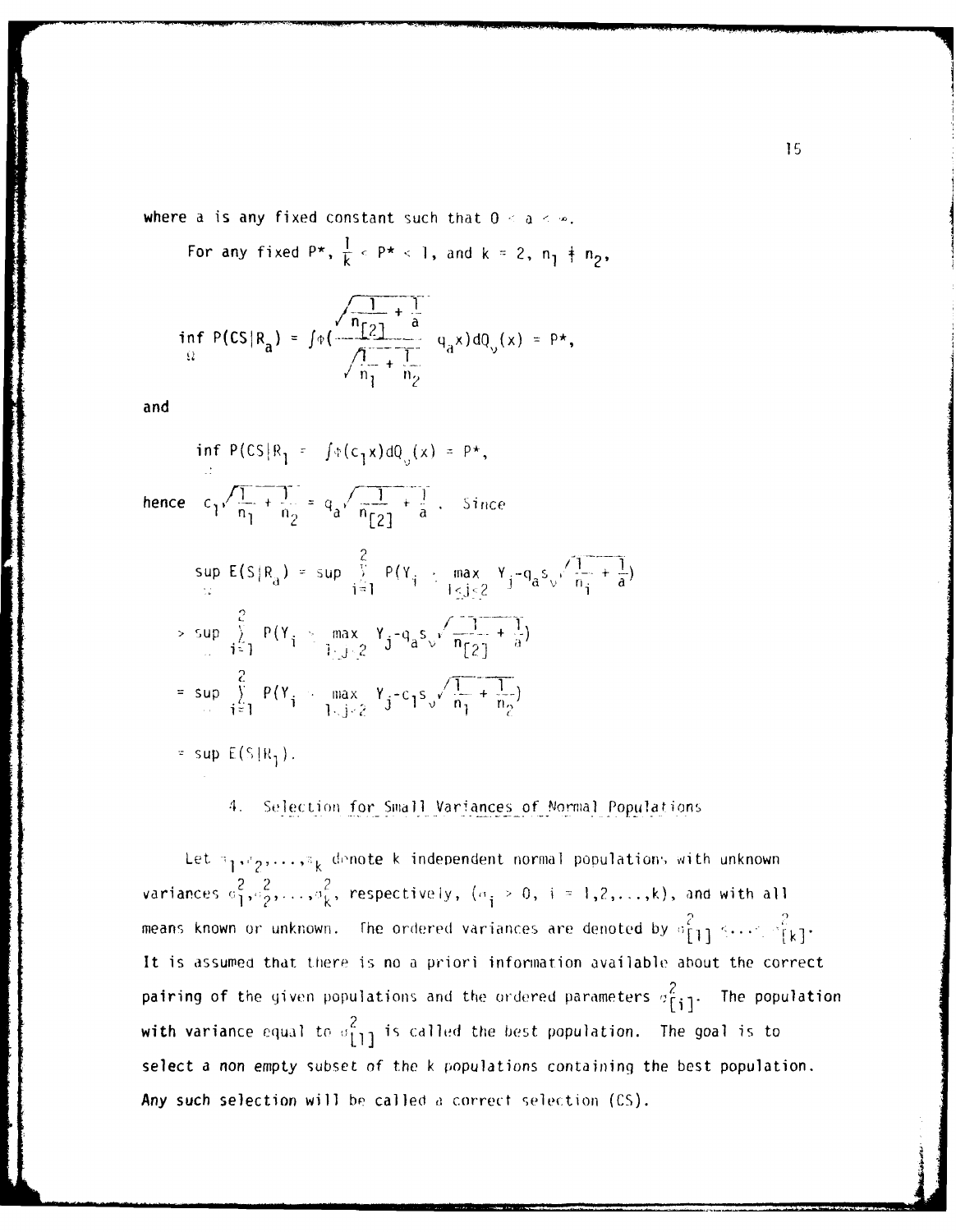where a is any fixed constant such that $0 < a < \infty$.

For any fixed $P^*$, $\frac{1}{k} < P^* < 1$, and $k = 2$, $n_1 \neq n_2$,

$$\inf_{\Omega} P(CS|R_a) = \int \Phi\left(\frac{\sqrt{\frac{1}{n_{[2]}} + \frac{1}{a}}}{\sqrt{\frac{1}{n_1} + \frac{1}{n_2}}} q_a x\right) dQ_\nu(x) = P^*,$$

and

$$\inf_{\Omega} P(CS|R_1) = \int \Phi(c_1 x) dQ_\nu(x) = P^*,$$

hence $c_1 \sqrt{\frac{1}{n_1} + \frac{1}{n_2}} = q_a \sqrt{\frac{1}{n_{[2]}} + \frac{1}{a}}$. Since

$$\sup_{\Omega} E(S|R_a) = \sup_{\Omega} \sum_{i=1}^{2} P\left(Y_i > \max_{1 \le j \le 2} Y_j - q_a s_\nu \sqrt{\frac{1}{n_i} + \frac{1}{a}}\right)$$

$$> \sup_{\Omega} \sum_{i=1}^{2} P\left(Y_i > \max_{1 \le j \le 2} Y_j - q_a s_\nu \sqrt{\frac{1}{n_{[2]}} + \frac{1}{a}}\right)$$

$$= \sup_{\Omega} \sum_{i=1}^{2} P\left(Y_i > \max_{1 \le j \le 2} Y_j - c_1 s_\nu \sqrt{\frac{1}{n_1} + \frac{1}{n_2}}\right)$$

$$= \sup_{\Omega} E(S|R_1).$$

## 4. Selection for Small Variances of Normal Populations

Let $\pi_1, \pi_2, \ldots, \pi_k$ denote k independent normal populations with unknown variances $\sigma_1^2, \sigma_2^2, \ldots, \sigma_k^2$, respectively, ($\sigma_i > 0$, $i = 1,2,\ldots,k$), and with all means known or unknown. The ordered variances are denoted by $\sigma_{[1]}^2 \le \cdots \le \sigma_{[k]}^2$. It is assumed that there is no a priori information available about the correct pairing of the given populations and the ordered parameters $\sigma_{[i]}^2$. The population with variance equal to $\sigma_{[1]}^2$ is called the best population. The goal is to select a non empty subset of the k populations containing the best population. Any such selection will be called a correct selection (CS).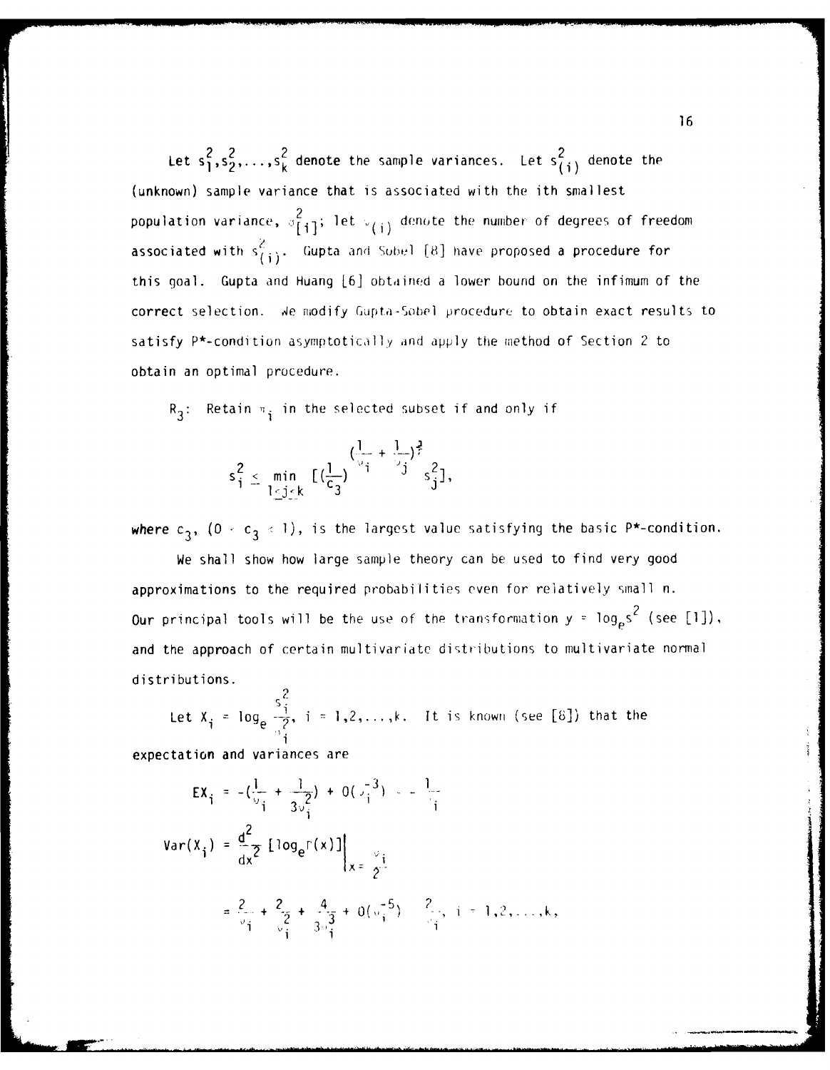Let $s_1^2, s_2^2, \ldots, s_k^2$ denote the sample variances. Let $s_{(i)}^2$ denote the (unknown) sample variance that is associated with the ith smallest population variance, $\sigma_{[i]}^2$; let $\nu_{(i)}$ denote the number of degrees of freedom associated with $s_{(i)}^2$. Gupta and Sobel [8] have proposed a procedure for this goal. Gupta and Huang [6] obtained a lower bound on the infimum of the correct selection. We modify Gupta-Sobel procedure to obtain exact results to satisfy P*-condition asymptotically and apply the method of Section 2 to obtain an optimal procedure.

$R_3$: Retain $\pi_i$ in the selected subset if and only if

$$s_i^2 \leq \min_{1 \leq j \leq k} \left[ \left(\frac{1}{c_3}\right)^{\left(\frac{1}{\nu_i} + \frac{1}{\nu_j}\right)^{\frac{1}{2}}} s_j^2 \right],$$

where $c_3$, $(0 < c_3 < 1)$, is the largest value satisfying the basic P*-condition.

We shall show how large sample theory can be used to find very good approximations to the required probabilities even for relatively small n. Our principal tools will be the use of the transformation $y = \log_e s^2$ (see [1]), and the approach of certain multivariate distributions to multivariate normal distributions.

Let $X_i = \log_e \frac{s_i^2}{\sigma_i^2}$, $i = 1,2,\ldots,k$. It is known (see [8]) that the expectation and variances are

$$EX_i = -\left(\frac{1}{\nu_i} + \frac{1}{3\nu_i^2}\right) + O(\nu_i^{-3}) \approx -\frac{1}{\nu_i}$$

$$\text{Var}(X_i) = \frac{d^2}{dx^2}\left[\log_e \Gamma(x)\right]\bigg|_{x=\frac{\nu_i}{2}}$$

$$= \frac{2}{\nu_i} + \frac{2}{\nu_i^2} + \frac{4}{3\nu_i^3} + O(\nu_i^{-5}) \approx \frac{2}{\nu_i}, \quad i = 1,2,\ldots,k,$$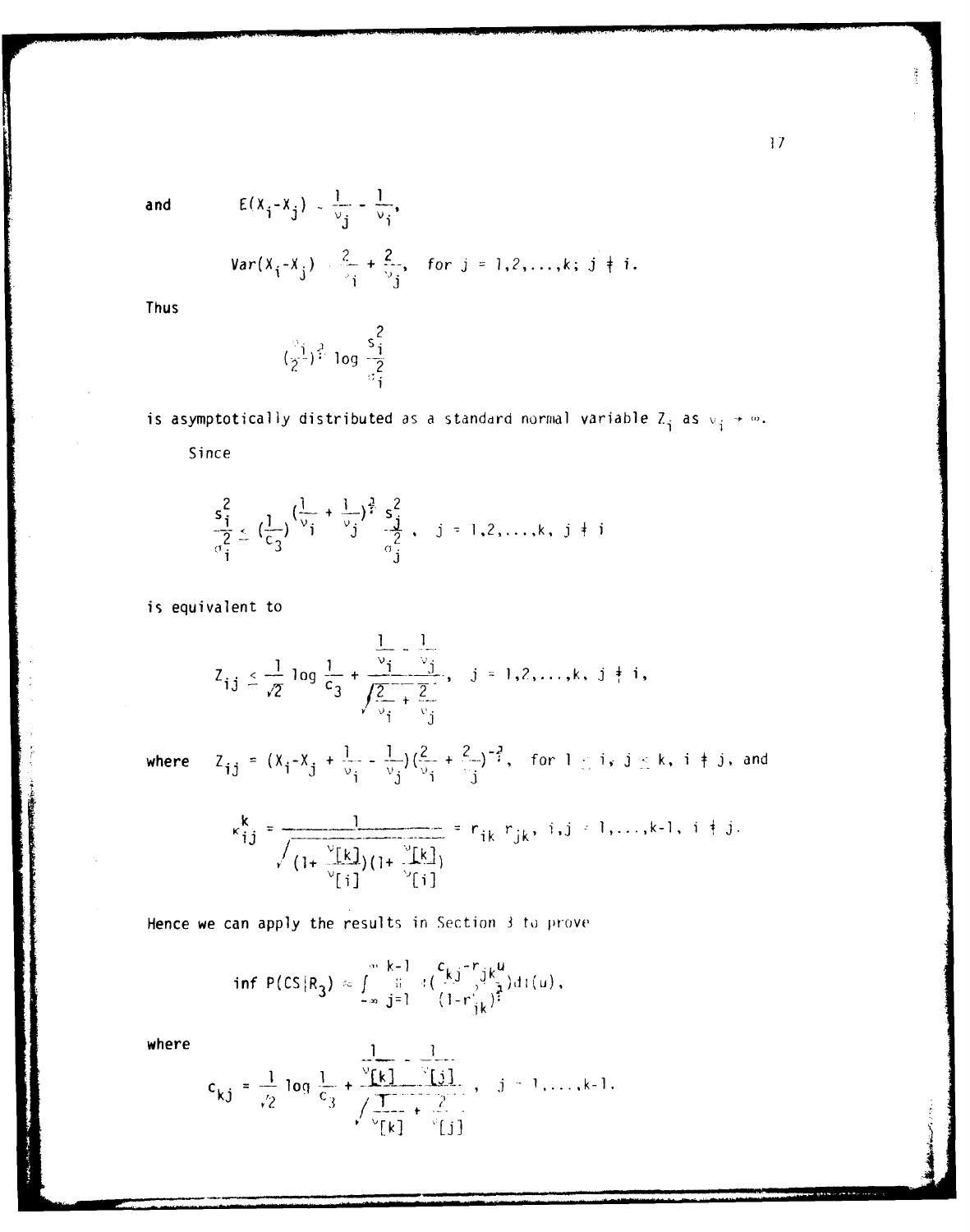and $\quad E(X_i - X_j) = \frac{1}{\nu_j} - \frac{1}{\nu_i}$,

$$Var(X_i - X_j) = \frac{2}{\nu_i} + \frac{2}{\nu_j}, \quad \text{for } j = 1,2,\ldots,k;\ j \neq i.$$

Thus

$$\left(\frac{\nu_i}{2}\right)^{\frac{1}{2}} \log \frac{s_i^2}{\sigma_i^2}$$

is asymptotically distributed as a standard normal variable $Z_i$ as $\nu_i \to \infty$.

Since

$$\frac{s_i^2}{\sigma_i^2} \leq \left(\frac{1}{c_3}\right)^{\left(\frac{1}{\nu_i} + \frac{1}{\nu_j}\right)^{\frac{1}{2}}} \frac{s_j^2}{\sigma_j^2}, \quad j = 1,2,\ldots,k,\ j \neq i$$

is equivalent to

$$Z_{ij} \leq \frac{1}{\sqrt{2}} \log \frac{1}{c_3} + \frac{\frac{1}{\nu_i} - \frac{1}{\nu_j}}{\sqrt{\frac{2}{\nu_i} + \frac{2}{\nu_j}}}, \quad j = 1,2,\ldots,k,\ j \neq i,$$

where $\quad Z_{ij} = \left(X_i - X_j + \frac{1}{\nu_i} - \frac{1}{\nu_j}\right)\left(\frac{2}{\nu_i} + \frac{2}{\nu_j}\right)^{-\frac{1}{2}}, \quad$ for $1 \leq i, j \leq k,\ i \neq j$, and

$$\kappa_{ij}^k = \frac{1}{\sqrt{\left(1 + \frac{\nu_{[k]}}{\nu_{[i]}}\right)\left(1 + \frac{\nu_{[k]}}{\nu_{[i]}}\right)}} = r_{ik}\, r_{jk}, \quad i,j = 1,\ldots,k-1,\ i \neq j.$$

Hence we can apply the results in Section 3 to prove

$$\inf P(CS|R_3) \approx \int_{-\infty}^{\infty} \prod_{j=1}^{k-1} \Phi\left(\frac{c_{kj} - r_{jk}u}{(1 - r_{jk}^2)^{\frac{1}{2}}}\right) d\Phi(u),$$

where

$$c_{kj} = \frac{1}{\sqrt{2}} \log \frac{1}{c_3} + \frac{\frac{1}{\nu_{[k]}} - \frac{1}{\nu_{[j]}}}{\sqrt{\frac{1}{\nu_{[k]}} + \frac{2}{\nu_{[j]}}}}, \quad j = 1,\ldots,k-1.$$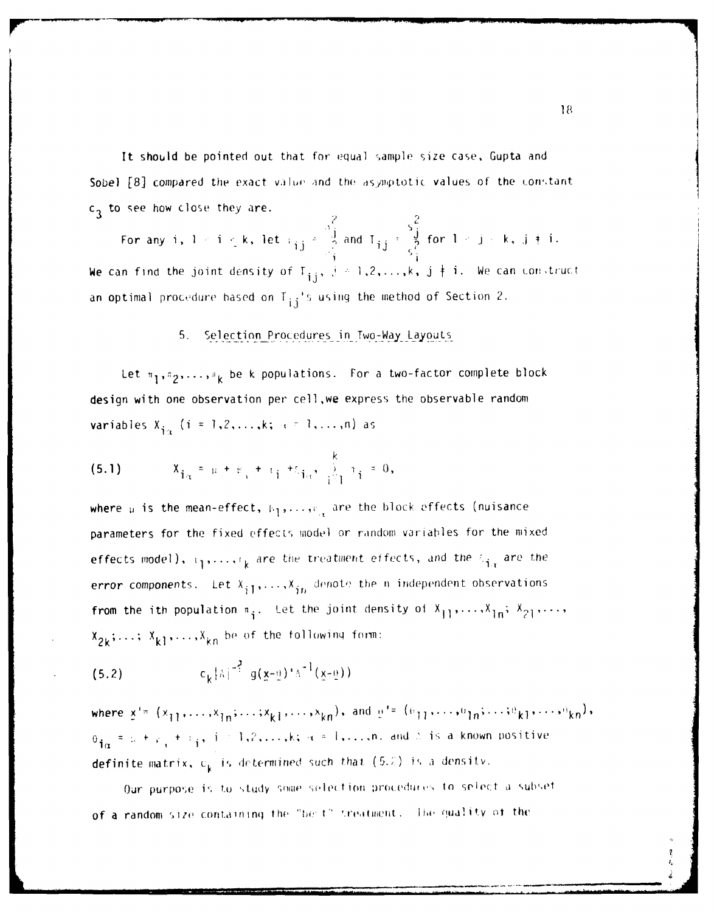It should be pointed out that for equal sample size case, Gupta and Sobel [8] compared the exact value and the asymptotic values of the constant $c_3$ to see how close they are.

For any i, $1 \le i \le k$, let $\lambda_{ij} = \frac{\sigma_j^2}{\sigma_i^2}$ and $T_{ij} = \frac{s_j^2}{s_i^2}$ for $1 \le j \le k$, $j \ne i$. We can find the joint density of $T_{ij}$, $j = 1,2,\ldots,k$, $j \ne i$. We can construct an optimal procedure based on $T_{ij}$'s using the method of Section 2.

## 5. Selection Procedures in Two-Way Layouts

Let $\pi_1, \pi_2, \ldots, \pi_k$ be k populations. For a two-factor complete block design with one observation per cell, we express the observable random variables $X_{i\alpha}$ ($i = 1,2,\ldots,k$; $\alpha = 1,\ldots,n$) as

$$(5.1) \qquad X_{i\alpha} = \mu + \beta_\alpha + \tau_i + \varepsilon_{i\alpha}, \quad \sum_{i=1}^{k} \tau_i = 0,$$

where $\mu$ is the mean-effect, $\beta_1,\ldots,\beta_n$ are the block effects (nuisance parameters for the fixed effects model or random variables for the mixed effects model), $\tau_1,\ldots,\tau_k$ are the treatment effects, and the $\varepsilon_{i\alpha}$ are the error components. Let $X_{i1},\ldots,X_{in}$ denote the n independent observations from the ith population $\pi_i$. Let the joint density of $X_{11},\ldots,X_{1n}$; $X_{21},\ldots,X_{2k}$;...; $X_{k1},\ldots,X_{kn}$ be of the following form:

$$(5.2) \qquad c_k|\Lambda|^{-\frac{1}{2}} g((\underline{x}-\underline{\theta})'\Lambda^{-1}(\underline{x}-\underline{\theta}))$$

where $\underline{x}' = (x_{11},\ldots,x_{1n};\ldots;x_{k1},\ldots,x_{kn})$, and $\underline{\theta}' = (\theta_{11},\ldots,\theta_{1n};\ldots;\theta_{k1},\ldots,\theta_{kn})$, $\theta_{i\alpha} = \mu + \beta_\alpha + \tau_i$, $i = 1,2,\ldots,k$; $\alpha = 1,\ldots,n$. and $\Lambda$ is a known positive definite matrix, $c_k$ is determined such that (5.2) is a density.

Our purpose is to study some selection procedures to select a subset of a random size containing the "best" treatment. The quality of the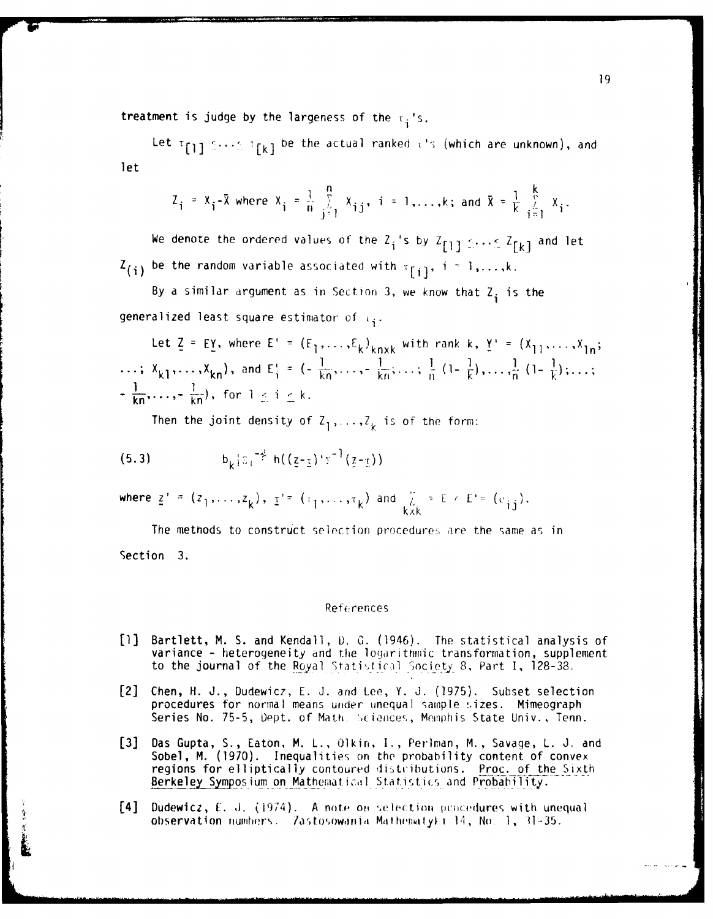treatment is judge by the largeness of the $\tau_i$'s.

Let $\tau_{[1]} \leq \cdots \leq \tau_{[k]}$ be the actual ranked $\tau$'s (which are unknown), and let

$$Z_i = X_i - \bar{X} \text{ where } X_i = \frac{1}{n} \sum_{j=1}^{n} X_{ij},\ i = 1,\ldots,k; \text{ and } \bar{X} = \frac{1}{k} \sum_{i=1}^{k} X_i.$$

We denote the ordered values of the $Z_i$'s by $Z_{[1]} \leq \cdots \leq Z_{[k]}$ and let $Z_{(i)}$ be the random variable associated with $\tau_{[i]}$, $i = 1,\ldots,k$.

By a similar argument as in Section 3, we know that $Z_i$ is the generalized least square estimator of $\tau_i$.

Let $\underline{Z} = E\underline{Y}$, where $E' = (E_1,\ldots,E_k)_{kn \times k}$ with rank $k$, $\underline{Y}' = (X_{11},\ldots,X_{1n}; \ldots; X_{k1},\ldots,X_{kn})$, and $E_i' = (-\frac{1}{kn},\ldots,-\frac{1}{kn};\ldots; \frac{1}{n}(1-\frac{1}{k}),\ldots,\frac{1}{n}(1-\frac{1}{k});\ldots; -\frac{1}{kn},\ldots,-\frac{1}{kn})$, for $1 \leq i \leq k$.

Then the joint density of $Z_1,\ldots,Z_k$ is of the form:

$$b_k |\Sigma|^{-\frac{1}{2}} h((\underline{z}-\underline{\tau})'\Sigma^{-1}(\underline{z}-\underline{\tau})) \tag{5.3}$$

where $\underline{z}' = (z_1,\ldots,z_k)$, $\underline{\tau}' = (\tau_1,\ldots,\tau_k)$ and $\underset{k \times k}{\Sigma} = E \wedge E' = (\sigma_{ij})$.

The methods to construct selection procedures are the same as in Section 3.

## References

[1] Bartlett, M. S. and Kendall, D. G. (1946). The statistical analysis of variance - heterogeneity and the logarithmic transformation, supplement to the journal of the Royal Statistical Society 8, Part I, 128-38.

[2] Chen, H. J., Dudewicz, E. J. and Lee, Y. J. (1975). Subset selection procedures for normal means under unequal sample sizes. Mimeograph Series No. 75-5, Dept. of Math. Sciences, Memphis State Univ., Tenn.

[3] Das Gupta, S., Eaton, M. L., Olkin, I., Perlman, M., Savage, L. J. and Sobel, M. (1970). Inequalities on the probability content of convex regions for elliptically contoured distributions. Proc. of the Sixth Berkeley Symposium on Mathematical Statistics and Probability.

[4] Dudewicz, E. J. (1974). A note on selection procedures with unequal observation numbers. Zastosowania Mathematyki 14, No. 1, 31-35.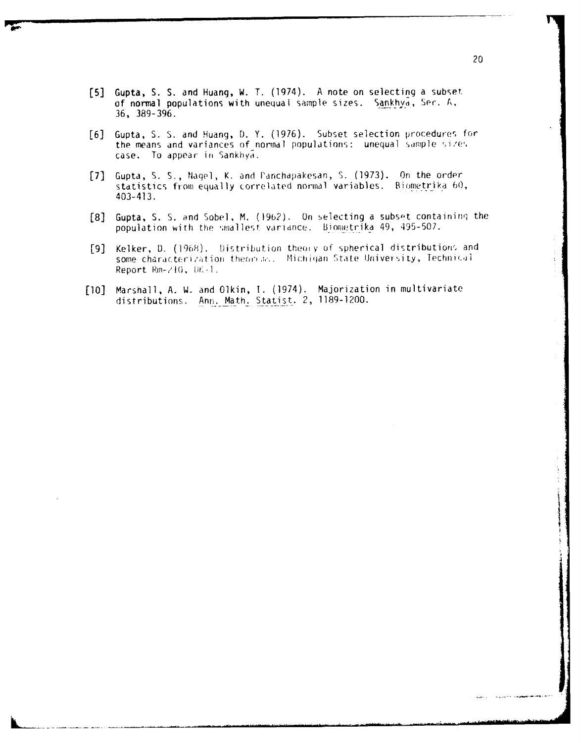[5] Gupta, S. S. and Huang, W. T. (1974). A note on selecting a subset of normal populations with unequal sample sizes. Sankhya, Ser. A, 36, 389-396.

[6] Gupta, S. S. and Huang, D. Y. (1976). Subset selection procedures for the means and variances of normal populations: unequal sample sizes case. To appear in Sankhya.

[7] Gupta, S. S., Nagel, K. and Panchapakesan, S. (1973). On the order statistics from equally correlated normal variables. Biometrika 60, 403-413.

[8] Gupta, S. S. and Sobel, M. (1962). On selecting a subset containing the population with the smallest variance. Biometrika 49, 495-507.

[9] Kelker, D. (1968). Distribution theory of spherical distributions and some characterization theorems. Michigan State University, Technical Report Rm-210, DK-1.

[10] Marshall, A. W. and Olkin, I. (1974). Majorization in multivariate distributions. Ann. Math. Statist. 2, 1189-1200.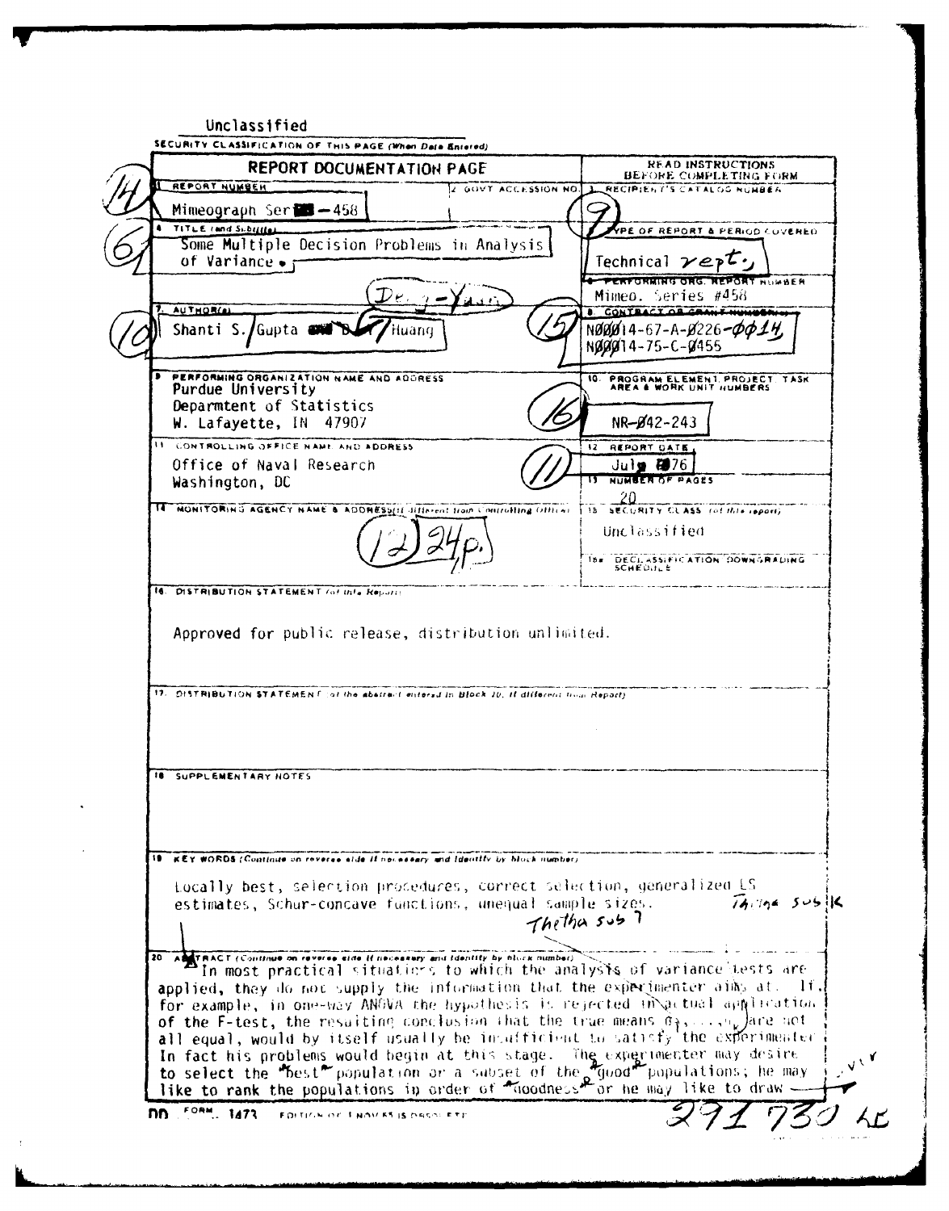Unclassified

SECURITY CLASSIFICATION OF THIS PAGE (When Data Entered)

| REPORT DOCUMENTATION PAGE | | READ INSTRUCTIONS BEFORE COMPLETING FORM |
|---|---|---|
| 1. REPORT NUMBER<br>Mimeograph Series-458 | 2. GOVT ACCESSION NO. | 3. RECIPIENT'S CATALOG NUMBER |
| 4. TITLE (and Subtitle)<br>Some Multiple Decision Problems in Analysis of Variance | | 5. TYPE OF REPORT & PERIOD COVERED<br>Technical rept. |
| | | 6. PERFORMING ORG. REPORT NUMBER<br>Mimeo. Series #458 |
| 7. AUTHOR(s)<br>Shanti S. Gupta and Deng-Yuan Huang | | 8. CONTRACT OR GRANT NUMBER(s)<br>N00014-67-A-0226-0014<br>N00014-75-C-0455 |
| 9. PERFORMING ORGANIZATION NAME AND ADDRESS<br>Purdue University<br>Deparmtent of Statistics<br>W. Lafayette, IN 47907 | | 10. PROGRAM ELEMENT, PROJECT, TASK AREA & WORK UNIT NUMBERS<br>NR-042-243 |
| 11. CONTROLLING OFFICE NAME AND ADDRESS<br>Office of Naval Research<br>Washington, DC | | 12. REPORT DATE<br>July 1976 |
| | | 13. NUMBER OF PAGES<br>20 |
| 14. MONITORING AGENCY NAME & ADDRESS (if different from Controlling Office)<br>24p. | | 15. SECURITY CLASS. (of this report)<br>Unclassified |
| | | 15a. DECLASSIFICATION DOWNGRADING SCHEDULE |

16. DISTRIBUTION STATEMENT (of this Report)

Approved for public release, distribution unlimited.

17. DISTRIBUTION STATEMENT (of the abstract entered in Block 20, if different from Report)

18. SUPPLEMENTARY NOTES

19. KEY WORDS (Continue on reverse side if necessary and identify by block number)

Locally best, selection procedures, correct selection, generalized LS estimates, Schur-concave functions, unequal sample sizes.

20. ABSTRACT (Continue on reverse side if necessary and identify by block number)

In most practical situations to which the analysis of variance tests are applied, they do not supply the information that the experimenter aims at. If, for example, in one-way ANOVA the hypothesis is rejected in actual application of the F-test, the resulting conclusion that the true means $\theta_1, \ldots, \theta_k$ are not all equal, would by itself usually be insufficient to satisfy the experimenter. In fact his problems would begin at this stage. The experimenter may desire to select the "best" population or a subset of the "good" populations; he may like to rank the populations in order of "goodness" or he may like to draw

DD FORM 1473 EDITION OF 1 NOV 65 IS OBSOLETE

291 730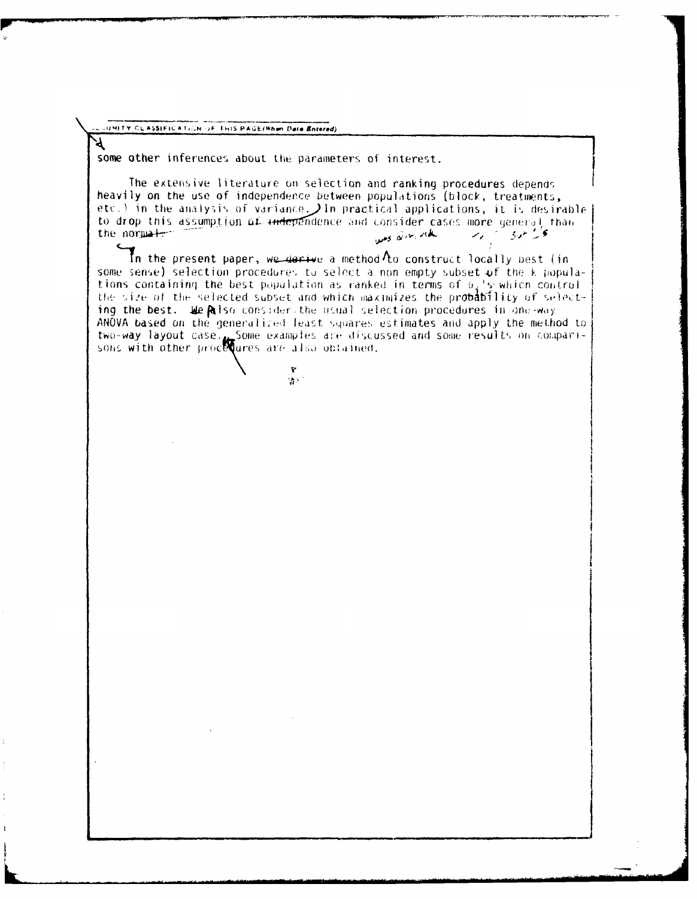SECURITY CLASSIFICATION OF THIS PAGE(When Data Entered)

some other inferences about the parameters of interest.

The extensive literature on selection and ranking procedures depends heavily on the use of independence between populations (block, treatments, etc.) in the analysis of variance. In practical applications, it is desirable to drop this assumption of independence and consider cases more general than the normal.

In the present paper, we derive a method to construct locally best (in some sense) selection procedures to select a non empty subset of the k populations containing the best population as ranked in terms of $\theta_i$'s which control the size of the selected subset and which maximizes the probability of selecting the best. We also consider the usual selection procedures in one-way ANOVA based on the generalized least squares estimates and apply the method to two-way layout case. Some examples are discussed and some results on comparisons with other procedures are also obtained.